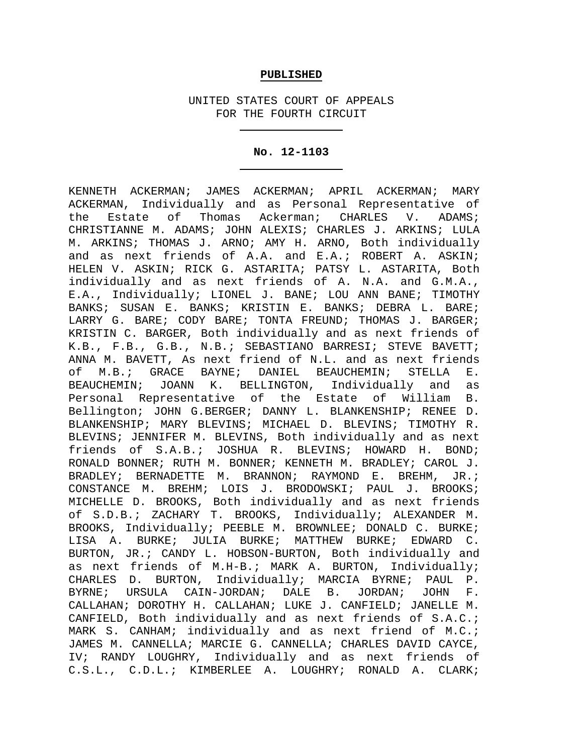**PUBLISHED**

UNITED STATES COURT OF APPEALS
FOR THE FOURTH CIRCUIT

---

**No. 12-1103**

---

KENNETH ACKERMAN; JAMES ACKERMAN; APRIL ACKERMAN; MARY ACKERMAN, Individually and as Personal Representative of the Estate of Thomas Ackerman; CHARLES V. ADAMS; CHRISTIANNE M. ADAMS; JOHN ALEXIS; CHARLES J. ARKINS; LULA M. ARKINS; THOMAS J. ARNO; AMY H. ARNO, Both individually and as next friends of A.A. and E.A.; ROBERT A. ASKIN; HELEN V. ASKIN; RICK G. ASTARITA; PATSY L. ASTARITA, Both individually and as next friends of A. N.A. and G.M.A., E.A., Individually; LIONEL J. BANE; LOU ANN BANE; TIMOTHY BANKS; SUSAN E. BANKS; KRISTIN E. BANKS; DEBRA L. BARE; LARRY G. BARE; CODY BARE; TONTA FREUND; THOMAS J. BARGER; KRISTIN C. BARGER, Both individually and as next friends of K.B., F.B., G.B., N.B.; SEBASTIANO BARRESI; STEVE BAVETT; ANNA M. BAVETT, As next friend of N.L. and as next friends of M.B.; GRACE BAYNE; DANIEL BEAUCHEMIN; STELLA E. BEAUCHEMIN; JOANN K. BELLINGTON, Individually and as Personal Representative of the Estate of William B. Bellington; JOHN G.BERGER; DANNY L. BLANKENSHIP; RENEE D. BLANKENSHIP; MARY BLEVINS; MICHAEL D. BLEVINS; TIMOTHY R. BLEVINS; JENNIFER M. BLEVINS, Both individually and as next friends of S.A.B.; JOSHUA R. BLEVINS; HOWARD H. BOND; RONALD BONNER; RUTH M. BONNER; KENNETH M. BRADLEY; CAROL J. BRADLEY; BERNADETTE M. BRANNON; RAYMOND E. BREHM, JR.; CONSTANCE M. BREHM; LOIS J. BRODOWSKI; PAUL J. BROOKS; MICHELLE D. BROOKS, Both individually and as next friends of S.D.B.; ZACHARY T. BROOKS, Individually; ALEXANDER M. BROOKS, Individually; PEEBLE M. BROWNLEE; DONALD C. BURKE; LISA A. BURKE; JULIA BURKE; MATTHEW BURKE; EDWARD C. BURTON, JR.; CANDY L. HOBSON-BURTON, Both individually and as next friends of M.H-B.; MARK A. BURTON, Individually; CHARLES D. BURTON, Individually; MARCIA BYRNE; PAUL P. BYRNE; URSULA CAIN-JORDAN; DALE B. JORDAN; JOHN F. CALLAHAN; DOROTHY H. CALLAHAN; LUKE J. CANFIELD; JANELLE M. CANFIELD, Both individually and as next friends of S.A.C.; MARK S. CANHAM; individually and as next friend of M.C.; JAMES M. CANNELLA; MARCIE G. CANNELLA; CHARLES DAVID CAYCE, IV; RANDY LOUGHRY, Individually and as next friends of C.S.L., C.D.L.; KIMBERLEE A. LOUGHRY; RONALD A. CLARK;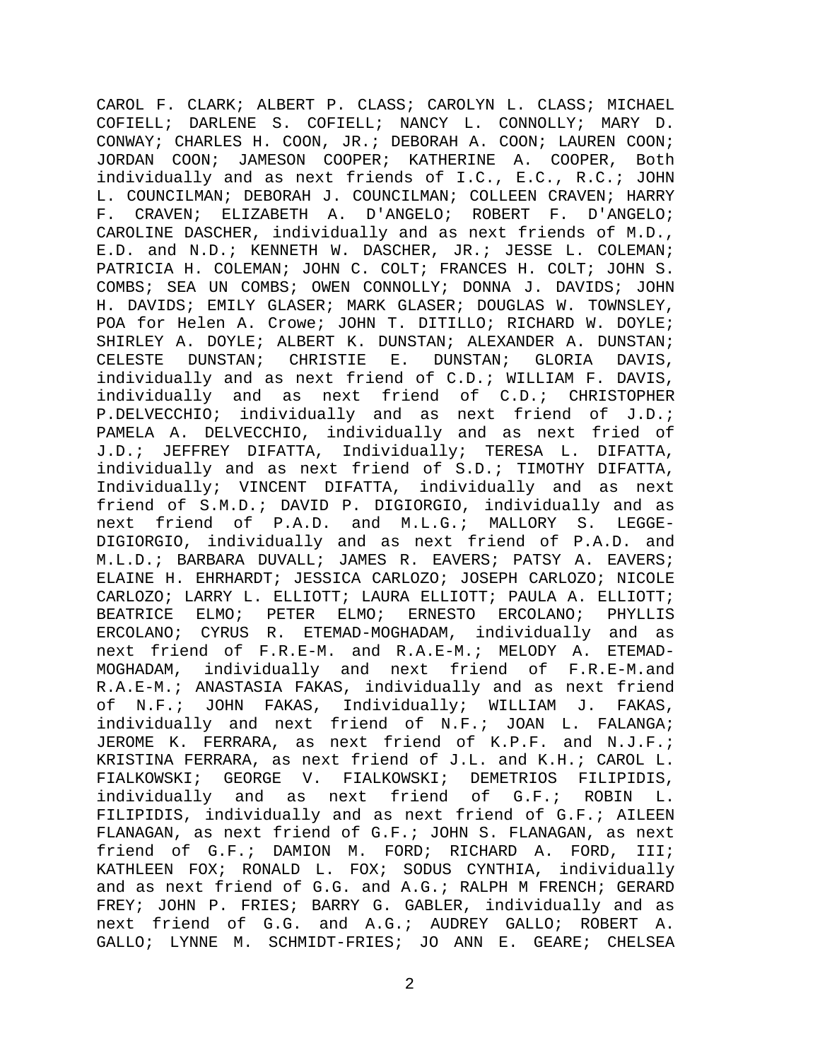CAROL F. CLARK; ALBERT P. CLASS; CAROLYN L. CLASS; MICHAEL COFIELL; DARLENE S. COFIELL; NANCY L. CONNOLLY; MARY D. CONWAY; CHARLES H. COON, JR.; DEBORAH A. COON; LAUREN COON; JORDAN COON; JAMESON COOPER; KATHERINE A. COOPER, Both individually and as next friends of I.C., E.C., R.C.; JOHN L. COUNCILMAN; DEBORAH J. COUNCILMAN; COLLEEN CRAVEN; HARRY F. CRAVEN; ELIZABETH A. D'ANGELO; ROBERT F. D'ANGELO; CAROLINE DASCHER, individually and as next friends of M.D., E.D. and N.D.; KENNETH W. DASCHER, JR.; JESSE L. COLEMAN; PATRICIA H. COLEMAN; JOHN C. COLT; FRANCES H. COLT; JOHN S. COMBS; SEA UN COMBS; OWEN CONNOLLY; DONNA J. DAVIDS; JOHN H. DAVIDS; EMILY GLASER; MARK GLASER; DOUGLAS W. TOWNSLEY, POA for Helen A. Crowe; JOHN T. DITILLO; RICHARD W. DOYLE; SHIRLEY A. DOYLE; ALBERT K. DUNSTAN; ALEXANDER A. DUNSTAN; CELESTE DUNSTAN; CHRISTIE E. DUNSTAN; GLORIA DAVIS, individually and as next friend of C.D.; WILLIAM F. DAVIS, individually and as next friend of C.D.; CHRISTOPHER P.DELVECCHIO; individually and as next friend of J.D.; PAMELA A. DELVECCHIO, individually and as next fried of J.D.; JEFFREY DIFATTA, Individually; TERESA L. DIFATTA, individually and as next friend of S.D.; TIMOTHY DIFATTA, Individually; VINCENT DIFATTA, individually and as next friend of S.M.D.; DAVID P. DIGIORGIO, individually and as next friend of P.A.D. and M.L.G.; MALLORY S. LEGGE-DIGIORGIO, individually and as next friend of P.A.D. and M.L.D.; BARBARA DUVALL; JAMES R. EAVERS; PATSY A. EAVERS; ELAINE H. EHRHARDT; JESSICA CARLOZO; JOSEPH CARLOZO; NICOLE CARLOZO; LARRY L. ELLIOTT; LAURA ELLIOTT; PAULA A. ELLIOTT; BEATRICE ELMO; PETER ELMO; ERNESTO ERCOLANO; PHYLLIS ERCOLANO; CYRUS R. ETEMAD-MOGHADAM, individually and as next friend of F.R.E-M. and R.A.E-M.; MELODY A. ETEMAD-MOGHADAM, individually and next friend of F.R.E-M.and R.A.E-M.; ANASTASIA FAKAS, individually and as next friend of N.F.; JOHN FAKAS, Individually; WILLIAM J. FAKAS, individually and next friend of N.F.; JOAN L. FALANGA; JEROME K. FERRARA, as next friend of K.P.F. and N.J.F.; KRISTINA FERRARA, as next friend of J.L. and K.H.; CAROL L. FIALKOWSKI; GEORGE V. FIALKOWSKI; DEMETRIOS FILIPIDIS, individually and as next friend of G.F.; ROBIN L. FILIPIDIS, individually and as next friend of G.F.; AILEEN FLANAGAN, as next friend of G.F.; JOHN S. FLANAGAN, as next friend of G.F.; DAMION M. FORD; RICHARD A. FORD, III; KATHLEEN FOX; RONALD L. FOX; SODUS CYNTHIA, individually and as next friend of G.G. and A.G.; RALPH M FRENCH; GERARD FREY; JOHN P. FRIES; BARRY G. GABLER, individually and as next friend of G.G. and A.G.; AUDREY GALLO; ROBERT A. GALLO; LYNNE M. SCHMIDT-FRIES; JO ANN E. GEARE; CHELSEA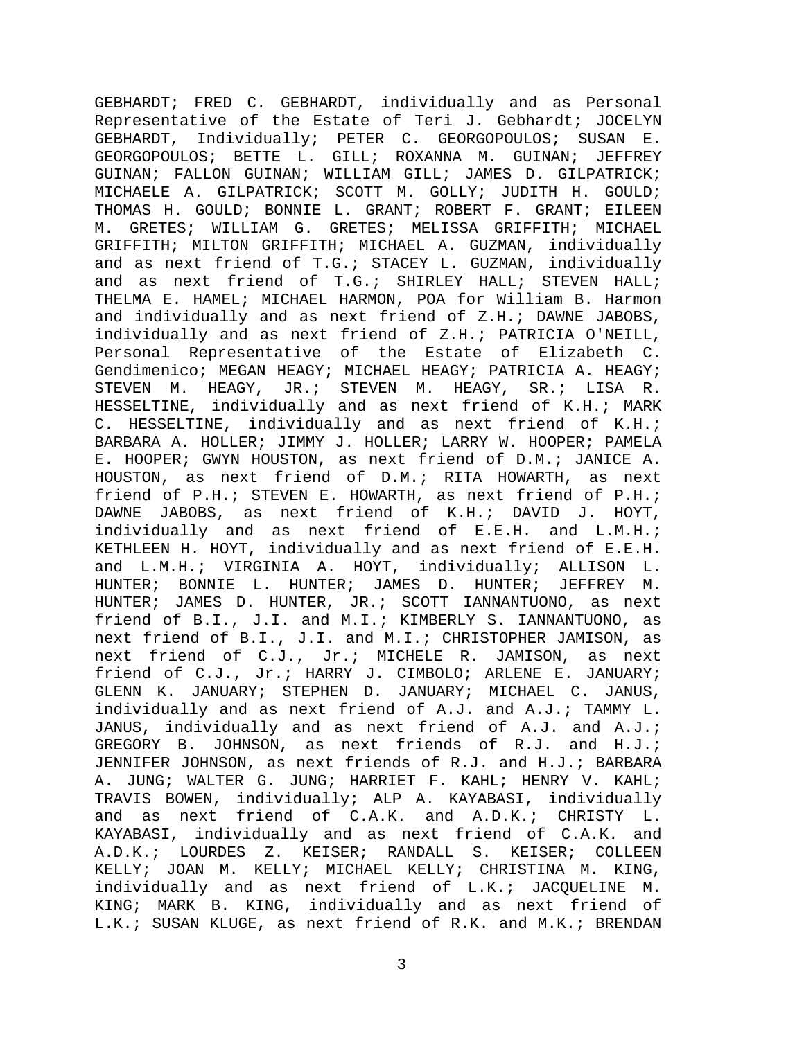GEBHARDT; FRED C. GEBHARDT, individually and as Personal Representative of the Estate of Teri J. Gebhardt; JOCELYN GEBHARDT, Individually; PETER C. GEORGOPOULOS; SUSAN E. GEORGOPOULOS; BETTE L. GILL; ROXANNA M. GUINAN; JEFFREY GUINAN; FALLON GUINAN; WILLIAM GILL; JAMES D. GILPATRICK; MICHAELE A. GILPATRICK; SCOTT M. GOLLY; JUDITH H. GOULD; THOMAS H. GOULD; BONNIE L. GRANT; ROBERT F. GRANT; EILEEN M. GRETES; WILLIAM G. GRETES; MELISSA GRIFFITH; MICHAEL GRIFFITH; MILTON GRIFFITH; MICHAEL A. GUZMAN, individually and as next friend of T.G.; STACEY L. GUZMAN, individually and as next friend of T.G.; SHIRLEY HALL; STEVEN HALL; THELMA E. HAMEL; MICHAEL HARMON, POA for William B. Harmon and individually and as next friend of Z.H.; DAWNE JABOBS, individually and as next friend of Z.H.; PATRICIA O'NEILL, Personal Representative of the Estate of Elizabeth C. Gendimenico; MEGAN HEAGY; MICHAEL HEAGY; PATRICIA A. HEAGY; STEVEN M. HEAGY, JR.; STEVEN M. HEAGY, SR.; LISA R. HESSELTINE, individually and as next friend of K.H.; MARK C. HESSELTINE, individually and as next friend of K.H.; BARBARA A. HOLLER; JIMMY J. HOLLER; LARRY W. HOOPER; PAMELA E. HOOPER; GWYN HOUSTON, as next friend of D.M.; JANICE A. HOUSTON, as next friend of D.M.; RITA HOWARTH, as next friend of P.H.; STEVEN E. HOWARTH, as next friend of P.H.; DAWNE JABOBS, as next friend of K.H.; DAVID J. HOYT, individually and as next friend of E.E.H. and L.M.H.; KETHLEEN H. HOYT, individually and as next friend of E.E.H. and L.M.H.; VIRGINIA A. HOYT, individually; ALLISON L. HUNTER; BONNIE L. HUNTER; JAMES D. HUNTER; JEFFREY M. HUNTER; JAMES D. HUNTER, JR.; SCOTT IANNANTUONO, as next friend of B.I., J.I. and M.I.; KIMBERLY S. IANNANTUONO, as next friend of B.I., J.I. and M.I.; CHRISTOPHER JAMISON, as next friend of C.J., Jr.; MICHELE R. JAMISON, as next friend of C.J., Jr.; HARRY J. CIMBOLO; ARLENE E. JANUARY; GLENN K. JANUARY; STEPHEN D. JANUARY; MICHAEL C. JANUS, individually and as next friend of A.J. and A.J.; TAMMY L. JANUS, individually and as next friend of A.J. and A.J.; GREGORY B. JOHNSON, as next friends of R.J. and H.J.; JENNIFER JOHNSON, as next friends of R.J. and H.J.; BARBARA A. JUNG; WALTER G. JUNG; HARRIET F. KAHL; HENRY V. KAHL; TRAVIS BOWEN, individually; ALP A. KAYABASI, individually and as next friend of C.A.K. and A.D.K.; CHRISTY L. KAYABASI, individually and as next friend of C.A.K. and A.D.K.; LOURDES Z. KEISER; RANDALL S. KEISER; COLLEEN KELLY; JOAN M. KELLY; MICHAEL KELLY; CHRISTINA M. KING, individually and as next friend of L.K.; JACQUELINE M. KING; MARK B. KING, individually and as next friend of L.K.; SUSAN KLUGE, as next friend of R.K. and M.K.; BRENDAN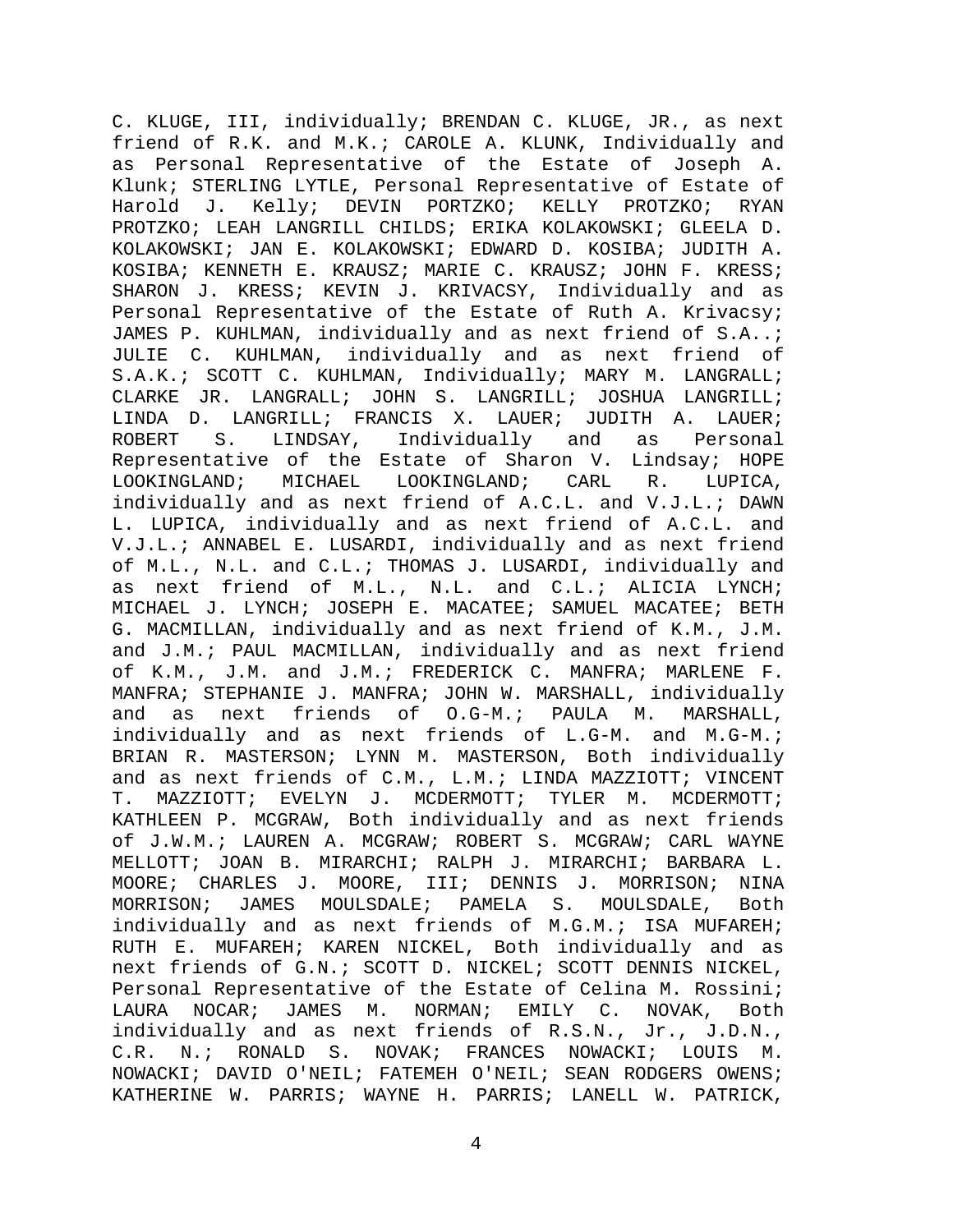C. KLUGE, III, individually; BRENDAN C. KLUGE, JR., as next friend of R.K. and M.K.; CAROLE A. KLUNK, Individually and as Personal Representative of the Estate of Joseph A. Klunk; STERLING LYTLE, Personal Representative of Estate of Harold J. Kelly; DEVIN PORTZKO; KELLY PROTZKO; RYAN PROTZKO; LEAH LANGRILL CHILDS; ERIKA KOLAKOWSKI; GLEELA D. KOLAKOWSKI; JAN E. KOLAKOWSKI; EDWARD D. KOSIBA; JUDITH A. KOSIBA; KENNETH E. KRAUSZ; MARIE C. KRAUSZ; JOHN F. KRESS; SHARON J. KRESS; KEVIN J. KRIVACSY, Individually and as Personal Representative of the Estate of Ruth A. Krivacsy; JAMES P. KUHLMAN, individually and as next friend of S.A..; JULIE C. KUHLMAN, individually and as next friend of S.A.K.; SCOTT C. KUHLMAN, Individually; MARY M. LANGRALL; CLARKE JR. LANGRILL; JOHN S. LANGRILL; JOSHUA LANGRILL; LINDA D. LANGRILL; FRANCIS X. LAUER; JUDITH A. LAUER; ROBERT S. LINDSAY, Individually and as Personal Representative of the Estate of Sharon V. Lindsay; HOPE LOOKINGLAND; MICHAEL LOOKINGLAND; CARL R. LUPICA, individually and as next friend of A.C.L. and V.J.L.; DAWN L. LUPICA, individually and as next friend of A.C.L. and V.J.L.; ANNABEL E. LUSARDI, individually and as next friend of M.L., N.L. and C.L.; THOMAS J. LUSARDI, individually and as next friend of M.L., N.L. and C.L.; ALICIA LYNCH; MICHAEL J. LYNCH; JOSEPH E. MACATEE; SAMUEL MACATEE; BETH G. MACMILLAN, individually and as next friend of K.M., J.M. and J.M.; PAUL MACMILLAN, individually and as next friend of K.M., J.M. and J.M.; FREDERICK C. MANFRA; MARLENE F. MANFRA; STEPHANIE J. MANFRA; JOHN W. MARSHALL, individually and as next friends of O.G-M.; PAULA M. MARSHALL, individually and as next friends of L.G-M. and M.G-M.; BRIAN R. MASTERSON; LYNN M. MASTERSON, Both individually and as next friends of C.M., L.M.; LINDA MAZZIOTT; VINCENT T. MAZZIOTT; EVELYN J. MCDERMOTT; TYLER M. MCDERMOTT; KATHLEEN P. MCGRAW, Both individually and as next friends of J.W.M.; LAUREN A. MCGRAW; ROBERT S. MCGRAW; CARL WAYNE MELLOTT; JOAN B. MIRARCHI; RALPH J. MIRARCHI; BARBARA L. MOORE; CHARLES J. MOORE, III; DENNIS J. MORRISON; NINA MORRISON; JAMES MOULSDALE; PAMELA S. MOULSDALE, Both individually and as next friends of M.G.M.; ISA MUFAREH; RUTH E. MUFAREH; KAREN NICKEL, Both individually and as next friends of G.N.; SCOTT D. NICKEL; SCOTT DENNIS NICKEL, Personal Representative of the Estate of Celina M. Rossini; LAURA NOCAR; JAMES M. NORMAN; EMILY C. NOVAK, Both individually and as next friends of R.S.N., Jr., J.D.N., C.R. N.; RONALD S. NOVAK; FRANCES NOWACKI; LOUIS M. NOWACKI; DAVID O'NEIL; FATEMEH O'NEIL; SEAN RODGERS OWENS; KATHERINE W. PARRIS; WAYNE H. PARRIS; LANELL W. PATRICK,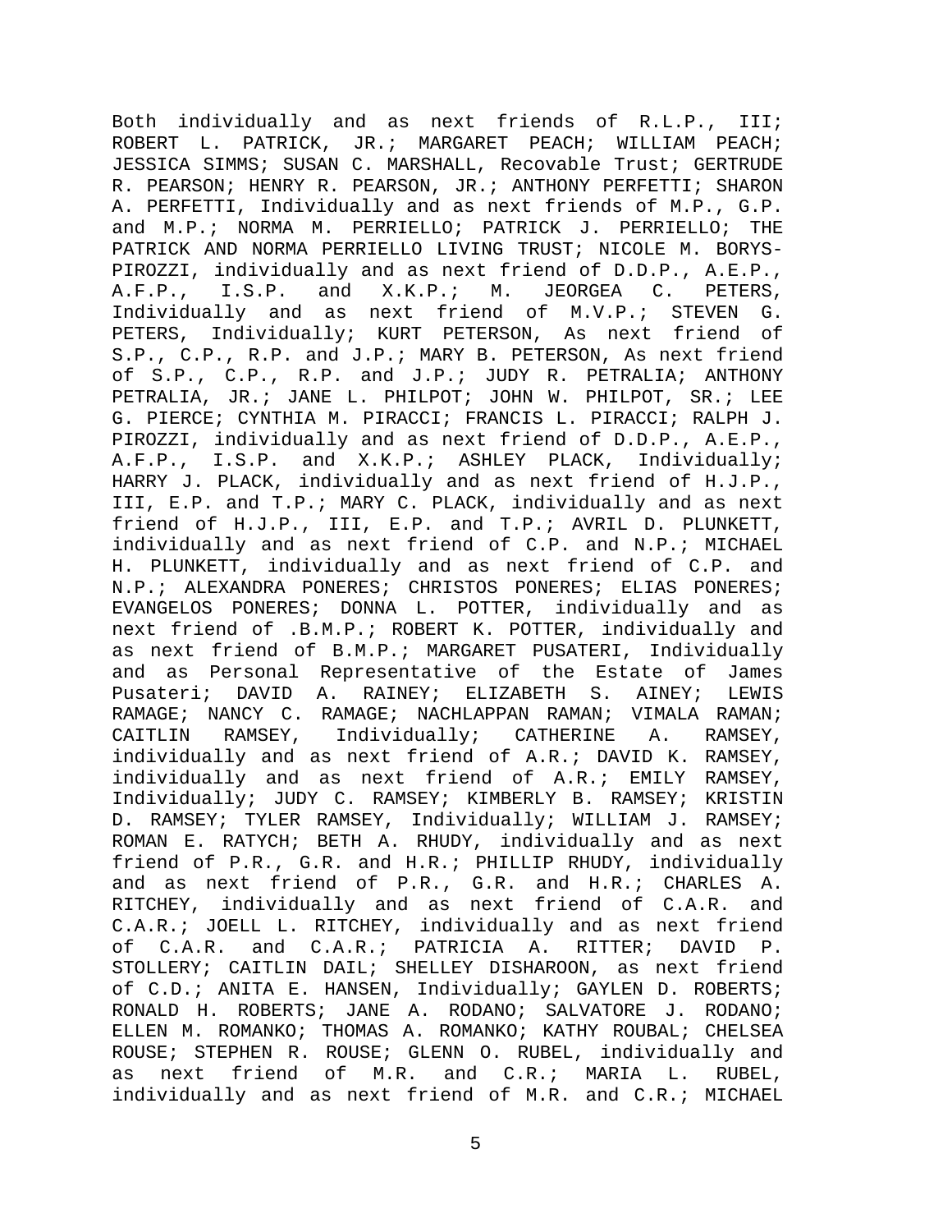Both individually and as next friends of R.L.P., III; ROBERT L. PATRICK, JR.; MARGARET PEACH; WILLIAM PEACH; JESSICA SIMMS; SUSAN C. MARSHALL, Recovable Trust; GERTRUDE R. PEARSON; HENRY R. PEARSON, JR.; ANTHONY PERFETTI; SHARON A. PERFETTI, Individually and as next friends of M.P., G.P. and M.P.; NORMA M. PERRIELLO; PATRICK J. PERRIELLO; THE PATRICK AND NORMA PERRIELLO LIVING TRUST; NICOLE M. BORYS-PIROZZI, individually and as next friend of D.D.P., A.E.P., A.F.P., I.S.P. and X.K.P.; M. JEORGEA C. PETERS, Individually and as next friend of M.V.P.; STEVEN G. PETERS, Individually; KURT PETERSON, As next friend of S.P., C.P., R.P. and J.P.; MARY B. PETERSON, As next friend of S.P., C.P., R.P. and J.P.; JUDY R. PETRALIA; ANTHONY PETRALIA, JR.; JANE L. PHILPOT; JOHN W. PHILPOT, SR.; LEE G. PIERCE; CYNTHIA M. PIRACCI; FRANCIS L. PIRACCI; RALPH J. PIROZZI, individually and as next friend of D.D.P., A.E.P., A.F.P., I.S.P. and X.K.P.; ASHLEY PLACK, Individually; HARRY J. PLACK, individually and as next friend of H.J.P., III, E.P. and T.P.; MARY C. PLACK, individually and as next friend of H.J.P., III, E.P. and T.P.; AVRIL D. PLUNKETT, individually and as next friend of C.P. and N.P.; MICHAEL H. PLUNKETT, individually and as next friend of C.P. and N.P.; ALEXANDRA PONERES; CHRISTOS PONERES; ELIAS PONERES; EVANGELOS PONERES; DONNA L. POTTER, individually and as next friend of .B.M.P.; ROBERT K. POTTER, individually and as next friend of B.M.P.; MARGARET PUSATERI, Individually and as Personal Representative of the Estate of James Pusateri; DAVID A. RAINEY; ELIZABETH S. AINEY; LEWIS RAMAGE; NANCY C. RAMAGE; NACHLAPPAN RAMAN; VIMALA RAMAN; CAITLIN RAMSEY, Individually; CATHERINE A. RAMSEY, individually and as next friend of A.R.; DAVID K. RAMSEY, individually and as next friend of A.R.; EMILY RAMSEY, Individually; JUDY C. RAMSEY; KIMBERLY B. RAMSEY; KRISTIN D. RAMSEY; TYLER RAMSEY, Individually; WILLIAM J. RAMSEY; ROMAN E. RATYCH; BETH A. RHUDY, individually and as next friend of P.R., G.R. and H.R.; PHILLIP RHUDY, individually and as next friend of P.R., G.R. and H.R.; CHARLES A. RITCHEY, individually and as next friend of C.A.R. and C.A.R.; JOELL L. RITCHEY, individually and as next friend of C.A.R. and C.A.R.; PATRICIA A. RITTER; DAVID P. STOLLERY; CAITLIN DAIL; SHELLEY DISHAROON, as next friend of C.D.; ANITA E. HANSEN, Individually; GAYLEN D. ROBERTS; RONALD H. ROBERTS; JANE A. RODANO; SALVATORE J. RODANO; ELLEN M. ROMANKO; THOMAS A. ROMANKO; KATHY ROUBAL; CHELSEA ROUSE; STEPHEN R. ROUSE; GLENN O. RUBEL, individually and as next friend of M.R. and C.R.; MARIA L. RUBEL, individually and as next friend of M.R. and C.R.; MICHAEL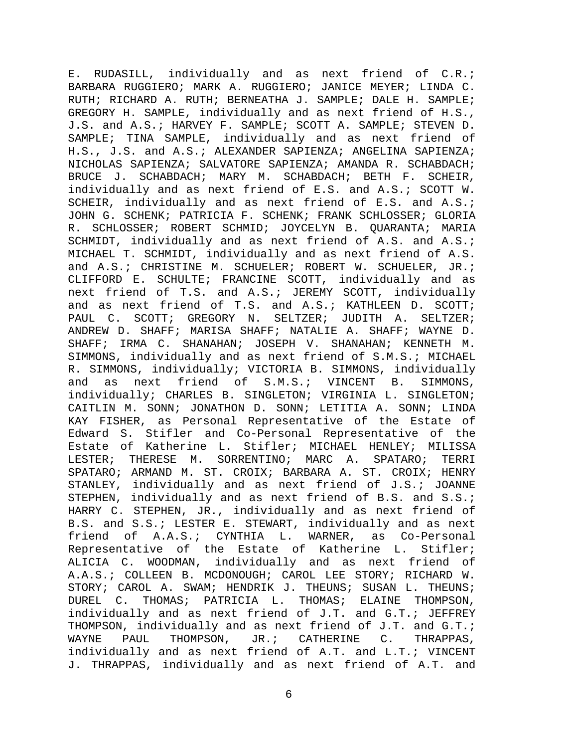E. RUDASILL, individually and as next friend of C.R.; BARBARA RUGGIERO; MARK A. RUGGIERO; JANICE MEYER; LINDA C. RUTH; RICHARD A. RUTH; BERNEATHA J. SAMPLE; DALE H. SAMPLE; GREGORY H. SAMPLE, individually and as next friend of H.S., J.S. and A.S.; HARVEY F. SAMPLE; SCOTT A. SAMPLE; STEVEN D. SAMPLE; TINA SAMPLE, individually and as next friend of H.S., J.S. and A.S.; ALEXANDER SAPIENZA; ANGELINA SAPIENZA; NICHOLAS SAPIENZA; SALVATORE SAPIENZA; AMANDA R. SCHABDACH; BRUCE J. SCHABDACH; MARY M. SCHABDACH; BETH F. SCHEIR, individually and as next friend of E.S. and A.S.; SCOTT W. SCHEIR, individually and as next friend of E.S. and A.S.; JOHN G. SCHENK; PATRICIA F. SCHENK; FRANK SCHLOSSER; GLORIA R. SCHLOSSER; ROBERT SCHMID; JOYCELYN B. QUARANTA; MARIA SCHMIDT, individually and as next friend of A.S. and A.S.; MICHAEL T. SCHMIDT, individually and as next friend of A.S. and A.S.; CHRISTINE M. SCHUELER; ROBERT W. SCHUELER, JR.; CLIFFORD E. SCHULTE; FRANCINE SCOTT, individually and as next friend of T.S. and A.S.; JEREMY SCOTT, individually and as next friend of T.S. and A.S.; KATHLEEN D. SCOTT; PAUL C. SCOTT; GREGORY N. SELTZER; JUDITH A. SELTZER; ANDREW D. SHAFF; MARISA SHAFF; NATALIE A. SHAFF; WAYNE D. SHAFF; IRMA C. SHANAHAN; JOSEPH V. SHANAHAN; KENNETH M. SIMMONS, individually and as next friend of S.M.S.; MICHAEL R. SIMMONS, individually; VICTORIA B. SIMMONS, individually and as next friend of S.M.S.; VINCENT B. SIMMONS, individually; CHARLES B. SINGLETON; VIRGINIA L. SINGLETON; CAITLIN M. SONN; JONATHON D. SONN; LETITIA A. SONN; LINDA KAY FISHER, as Personal Representative of the Estate of Edward S. Stifler and Co-Personal Representative of the Estate of Katherine L. Stifler; MICHAEL HENLEY; MILISSA LESTER; THERESE M. SORRENTINO; MARC A. SPATARO; TERRI SPATARO; ARMAND M. ST. CROIX; BARBARA A. ST. CROIX; HENRY STANLEY, individually and as next friend of J.S.; JOANNE STEPHEN, individually and as next friend of B.S. and S.S.; HARRY C. STEPHEN, JR., individually and as next friend of B.S. and S.S.; LESTER E. STEWART, individually and as next friend of A.A.S.; CYNTHIA L. WARNER, as Co-Personal Representative of the Estate of Katherine L. Stifler; ALICIA C. WOODMAN, individually and as next friend of A.A.S.; COLLEEN B. MCDONOUGH; CAROL LEE STORY; RICHARD W. STORY; CAROL A. SWAM; HENDRIK J. THEUNS; SUSAN L. THEUNS; DUREL C. THOMAS; PATRICIA L. THOMAS; ELAINE THOMPSON, individually and as next friend of J.T. and G.T.; JEFFREY THOMPSON, individually and as next friend of J.T. and G.T.; WAYNE PAUL THOMPSON, JR.; CATHERINE C. THRAPPAS, individually and as next friend of A.T. and L.T.; VINCENT J. THRAPPAS, individually and as next friend of A.T. and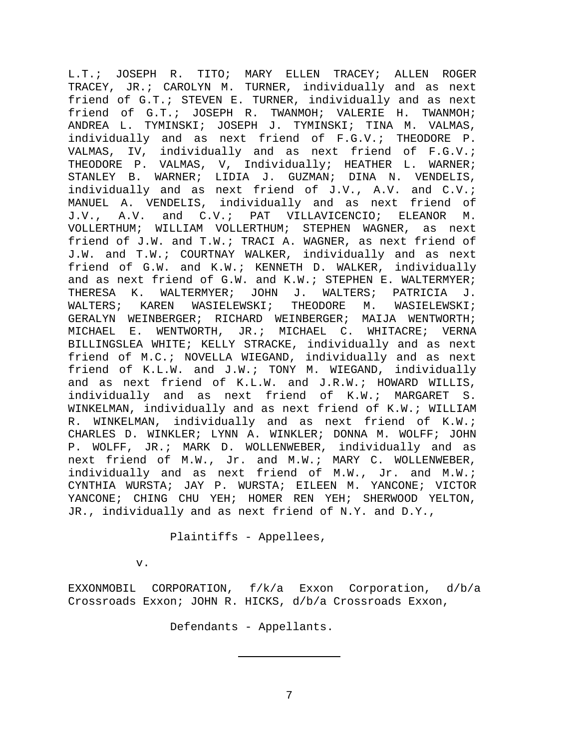L.T.; JOSEPH R. TITO; MARY ELLEN TRACEY; ALLEN ROGER TRACEY, JR.; CAROLYN M. TURNER, individually and as next friend of G.T.; STEVEN E. TURNER, individually and as next friend of G.T.; JOSEPH R. TWANMOH; VALERIE H. TWANMOH; ANDREA L. TYMINSKI; JOSEPH J. TYMINSKI; TINA M. VALMAS, individually and as next friend of F.G.V.; THEODORE P. VALMAS, IV, individually and as next friend of F.G.V.; THEODORE P. VALMAS, V, Individually; HEATHER L. WARNER; STANLEY B. WARNER; LIDIA J. GUZMAN; DINA N. VENDELIS, individually and as next friend of J.V., A.V. and C.V.; MANUEL A. VENDELIS, individually and as next friend of J.V., A.V. and C.V.; PAT VILLAVICENCIO; ELEANOR M. VOLLERTHUM; WILLIAM VOLLERTHUM; STEPHEN WAGNER, as next friend of J.W. and T.W.; TRACI A. WAGNER, as next friend of J.W. and T.W.; COURTNAY WALKER, individually and as next friend of G.W. and K.W.; KENNETH D. WALKER, individually and as next friend of G.W. and K.W.; STEPHEN E. WALTERMYER; THERESA K. WALTERMYER; JOHN J. WALTERS; PATRICIA J. WALTERS; KAREN WASIELEWSKI; THEODORE M. WASIELEWSKI; GERALYN WEINBERGER; RICHARD WEINBERGER; MAIJA WENTWORTH; MICHAEL E. WENTWORTH, JR.; MICHAEL C. WHITACRE; VERNA BILLINGSLEA WHITE; KELLY STRACKE, individually and as next friend of M.C.; NOVELLA WIEGAND, individually and as next friend of K.L.W. and J.W.; TONY M. WIEGAND, individually and as next friend of K.L.W. and J.R.W.; HOWARD WILLIS, individually and as next friend of K.W.; MARGARET S. WINKELMAN, individually and as next friend of K.W.; WILLIAM R. WINKELMAN, individually and as next friend of K.W.; CHARLES D. WINKLER; LYNN A. WINKLER; DONNA M. WOLFF; JOHN P. WOLFF, JR.; MARK D. WOLLENWEBER, individually and as next friend of M.W., Jr. and M.W.; MARY C. WOLLENWEBER, individually and as next friend of M.W., Jr. and M.W.; CYNTHIA WURSTA; JAY P. WURSTA; EILEEN M. YANCONE; VICTOR YANCONE; CHING CHU YEH; HOMER REN YEH; SHERWOOD YELTON, JR., individually and as next friend of N.Y. and D.Y.,

Plaintiffs - Appellees,

v.

EXXONMOBIL CORPORATION, f/k/a Exxon Corporation, d/b/a Crossroads Exxon; JOHN R. HICKS, d/b/a Crossroads Exxon,

Defendants - Appellants.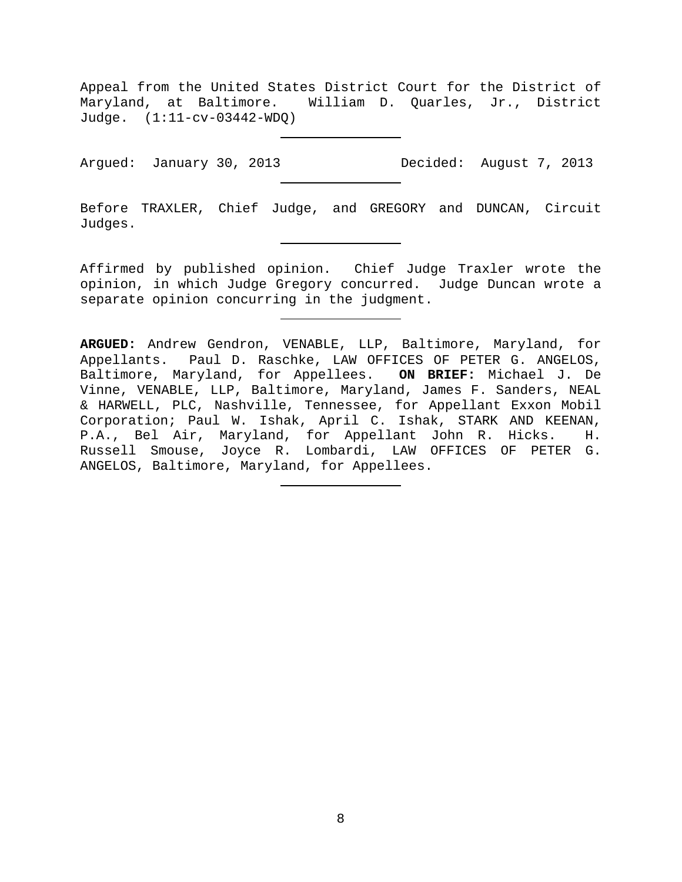Appeal from the United States District Court for the District of Maryland, at Baltimore. William D. Quarles, Jr., District Judge. (1:11-cv-03442-WDQ)

---

Argued: January 30, 2013 Decided: August 7, 2013

---

Before TRAXLER, Chief Judge, and GREGORY and DUNCAN, Circuit Judges.

---

Affirmed by published opinion. Chief Judge Traxler wrote the opinion, in which Judge Gregory concurred. Judge Duncan wrote a separate opinion concurring in the judgment.

---

**ARGUED:** Andrew Gendron, VENABLE, LLP, Baltimore, Maryland, for Appellants. Paul D. Raschke, LAW OFFICES OF PETER G. ANGELOS, Baltimore, Maryland, for Appellees. **ON BRIEF:** Michael J. De Vinne, VENABLE, LLP, Baltimore, Maryland, James F. Sanders, NEAL & HARWELL, PLC, Nashville, Tennessee, for Appellant Exxon Mobil Corporation; Paul W. Ishak, April C. Ishak, STARK AND KEENAN, P.A., Bel Air, Maryland, for Appellant John R. Hicks. H. Russell Smouse, Joyce R. Lombardi, LAW OFFICES OF PETER G. ANGELOS, Baltimore, Maryland, for Appellees.

---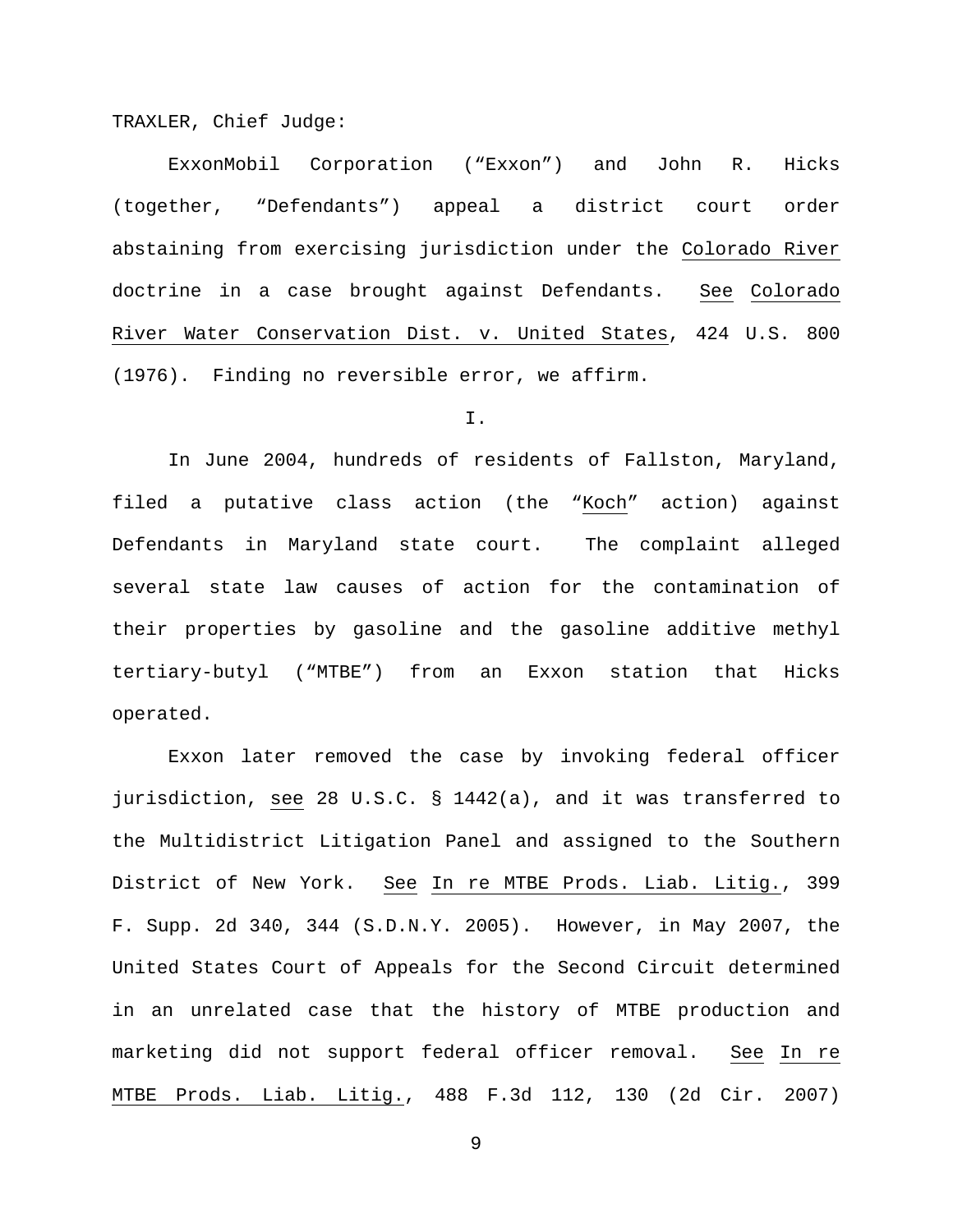TRAXLER, Chief Judge:

ExxonMobil Corporation ("Exxon") and John R. Hicks (together, "Defendants") appeal a district court order abstaining from exercising jurisdiction under the Colorado River doctrine in a case brought against Defendants. See Colorado River Water Conservation Dist. v. United States, 424 U.S. 800 (1976). Finding no reversible error, we affirm.

I.

In June 2004, hundreds of residents of Fallston, Maryland, filed a putative class action (the "Koch" action) against Defendants in Maryland state court. The complaint alleged several state law causes of action for the contamination of their properties by gasoline and the gasoline additive methyl tertiary-butyl ("MTBE") from an Exxon station that Hicks operated.

Exxon later removed the case by invoking federal officer jurisdiction, see 28 U.S.C. § 1442(a), and it was transferred to the Multidistrict Litigation Panel and assigned to the Southern District of New York. See In re MTBE Prods. Liab. Litig., 399 F. Supp. 2d 340, 344 (S.D.N.Y. 2005). However, in May 2007, the United States Court of Appeals for the Second Circuit determined in an unrelated case that the history of MTBE production and marketing did not support federal officer removal. See In re MTBE Prods. Liab. Litig., 488 F.3d 112, 130 (2d Cir. 2007)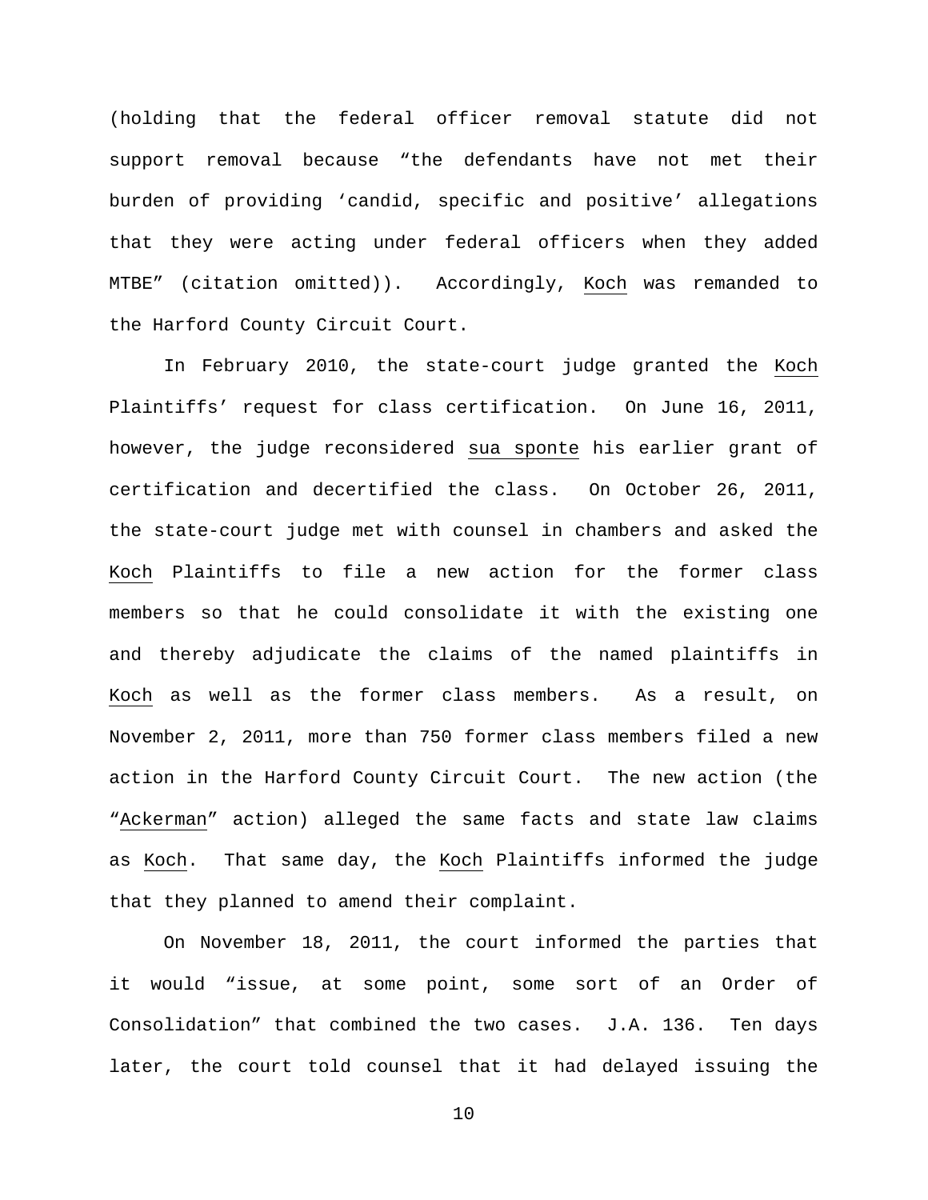(holding that the federal officer removal statute did not support removal because "the defendants have not met their burden of providing 'candid, specific and positive' allegations that they were acting under federal officers when they added MTBE" (citation omitted)). Accordingly, Koch was remanded to the Harford County Circuit Court.

In February 2010, the state-court judge granted the Koch Plaintiffs' request for class certification. On June 16, 2011, however, the judge reconsidered sua sponte his earlier grant of certification and decertified the class. On October 26, 2011, the state-court judge met with counsel in chambers and asked the Koch Plaintiffs to file a new action for the former class members so that he could consolidate it with the existing one and thereby adjudicate the claims of the named plaintiffs in Koch as well as the former class members. As a result, on November 2, 2011, more than 750 former class members filed a new action in the Harford County Circuit Court. The new action (the "Ackerman" action) alleged the same facts and state law claims as Koch. That same day, the Koch Plaintiffs informed the judge that they planned to amend their complaint.

On November 18, 2011, the court informed the parties that it would "issue, at some point, some sort of an Order of Consolidation" that combined the two cases. J.A. 136. Ten days later, the court told counsel that it had delayed issuing the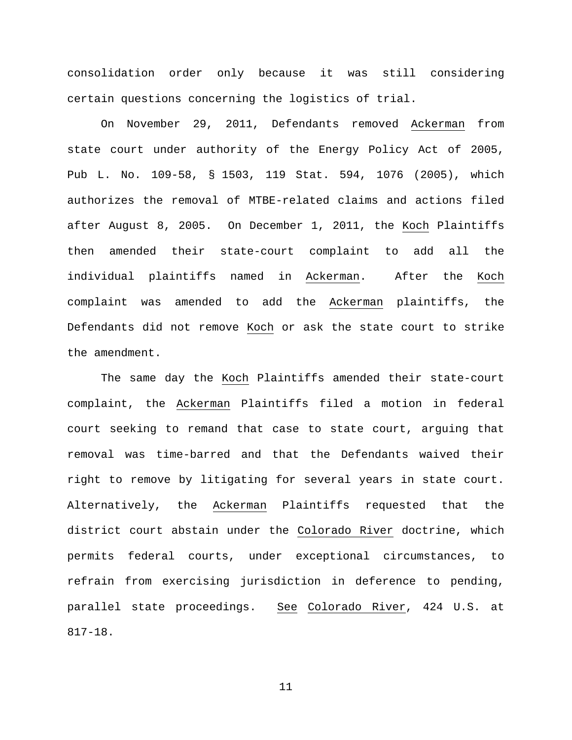consolidation order only because it was still considering certain questions concerning the logistics of trial.

On November 29, 2011, Defendants removed Ackerman from state court under authority of the Energy Policy Act of 2005, Pub L. No. 109-58, § 1503, 119 Stat. 594, 1076 (2005), which authorizes the removal of MTBE-related claims and actions filed after August 8, 2005. On December 1, 2011, the Koch Plaintiffs then amended their state-court complaint to add all the individual plaintiffs named in Ackerman. After the Koch complaint was amended to add the Ackerman plaintiffs, the Defendants did not remove Koch or ask the state court to strike the amendment.

The same day the Koch Plaintiffs amended their state-court complaint, the Ackerman Plaintiffs filed a motion in federal court seeking to remand that case to state court, arguing that removal was time-barred and that the Defendants waived their right to remove by litigating for several years in state court. Alternatively, the Ackerman Plaintiffs requested that the district court abstain under the Colorado River doctrine, which permits federal courts, under exceptional circumstances, to refrain from exercising jurisdiction in deference to pending, parallel state proceedings. See Colorado River, 424 U.S. at 817-18.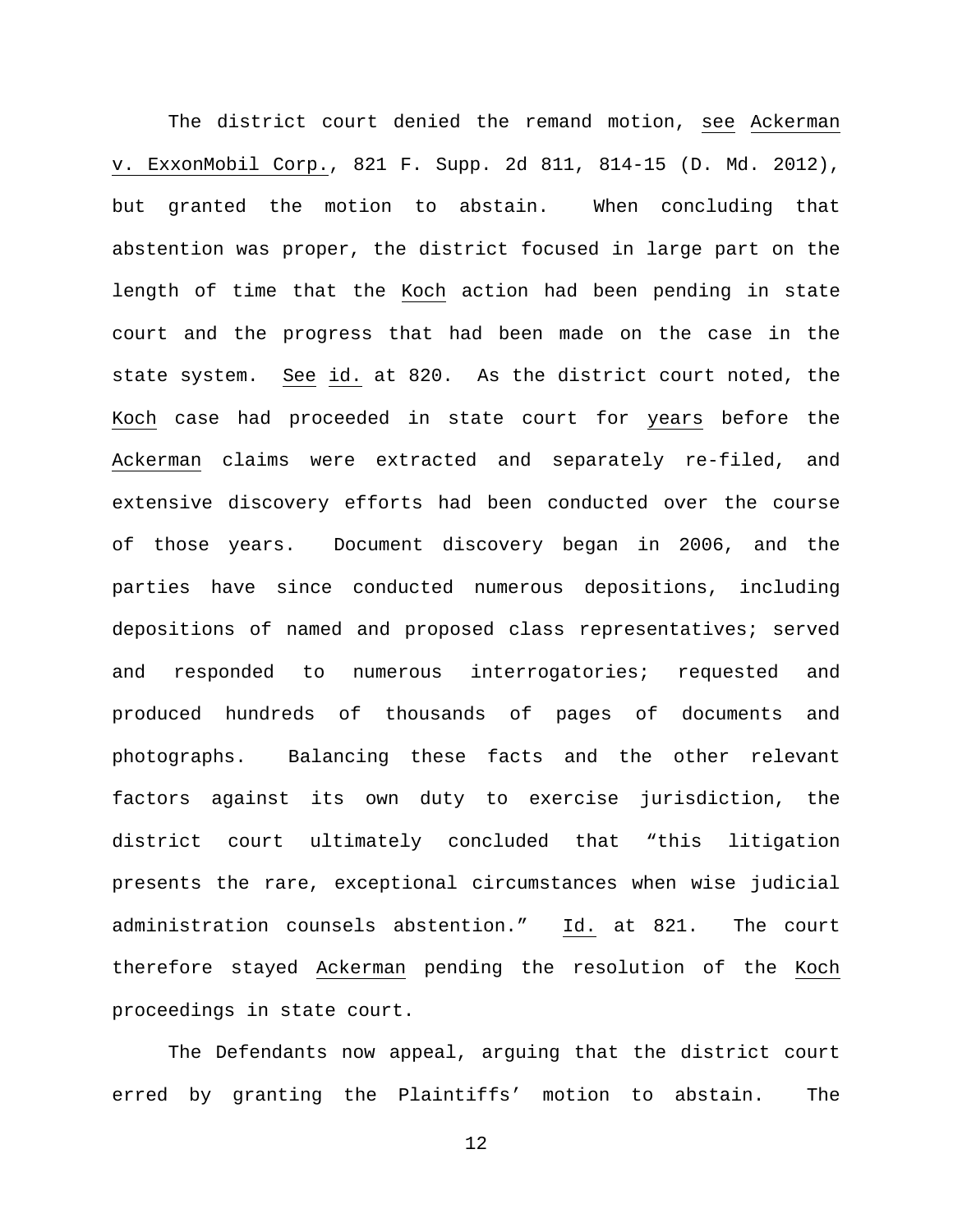The district court denied the remand motion, *see* *Ackerman v. ExxonMobil Corp.*, 821 F. Supp. 2d 811, 814-15 (D. Md. 2012), but granted the motion to abstain. When concluding that abstention was proper, the district focused in large part on the length of time that the *Koch* action had been pending in state court and the progress that had been made on the case in the state system. *See* *id.* at 820. As the district court noted, the *Koch* case had proceeded in state court for *years* before the *Ackerman* claims were extracted and separately re-filed, and extensive discovery efforts had been conducted over the course of those years. Document discovery began in 2006, and the parties have since conducted numerous depositions, including depositions of named and proposed class representatives; served and responded to numerous interrogatories; requested and produced hundreds of thousands of pages of documents and photographs. Balancing these facts and the other relevant factors against its own duty to exercise jurisdiction, the district court ultimately concluded that "this litigation presents the rare, exceptional circumstances when wise judicial administration counsels abstention." *Id.* at 821. The court therefore stayed *Ackerman* pending the resolution of the *Koch* proceedings in state court.

The Defendants now appeal, arguing that the district court erred by granting the Plaintiffs' motion to abstain. The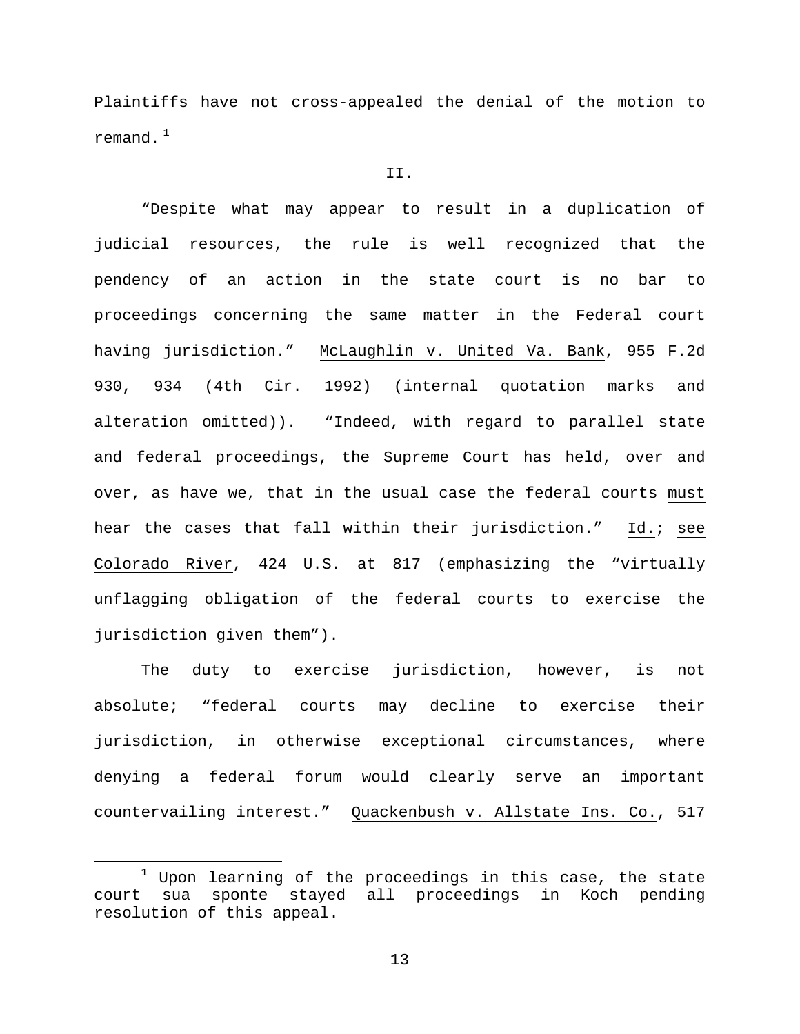Plaintiffs have not cross-appealed the denial of the motion to remand.[1]

II.

"Despite what may appear to result in a duplication of judicial resources, the rule is well recognized that the pendency of an action in the state court is no bar to proceedings concerning the same matter in the Federal court having jurisdiction." McLaughlin v. United Va. Bank, 955 F.2d 930, 934 (4th Cir. 1992) (internal quotation marks and alteration omitted)). "Indeed, with regard to parallel state and federal proceedings, the Supreme Court has held, over and over, as have we, that in the usual case the federal courts must hear the cases that fall within their jurisdiction." Id.; see Colorado River, 424 U.S. at 817 (emphasizing the "virtually unflagging obligation of the federal courts to exercise the jurisdiction given them").

The duty to exercise jurisdiction, however, is not absolute; "federal courts may decline to exercise their jurisdiction, in otherwise exceptional circumstances, where denying a federal forum would clearly serve an important countervailing interest." Quackenbush v. Allstate Ins. Co., 517

[1] Upon learning of the proceedings in this case, the state court sua sponte stayed all proceedings in Koch pending resolution of this appeal.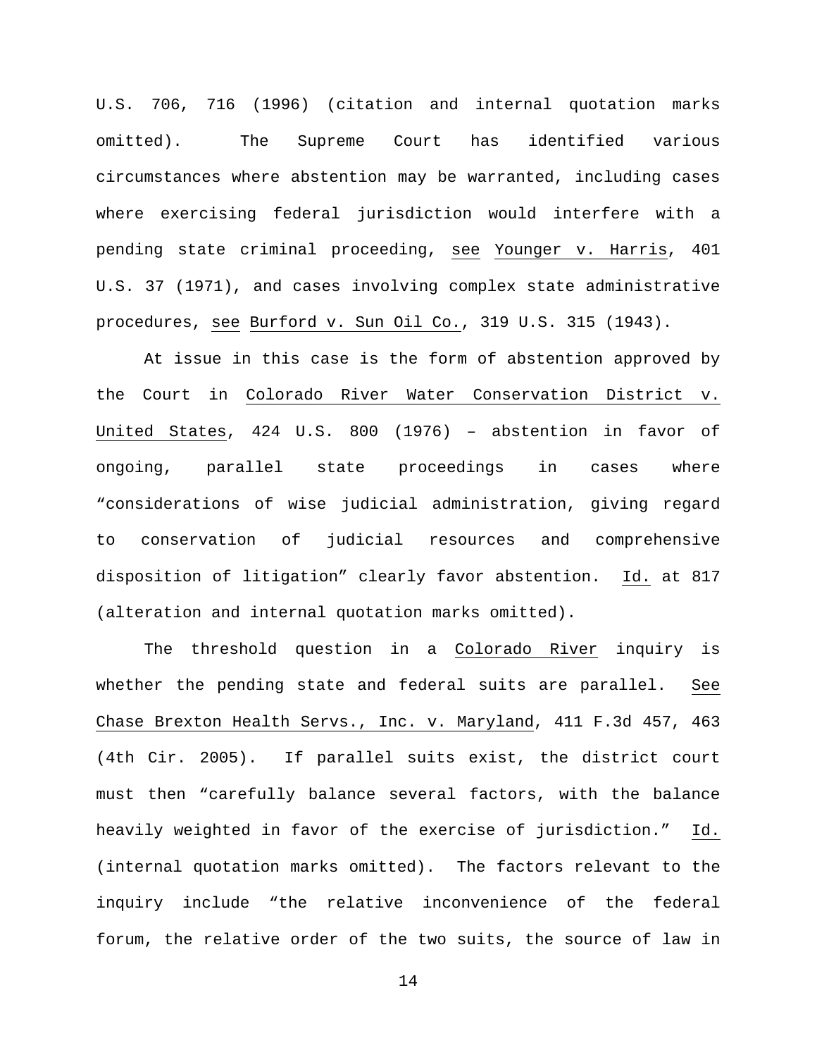U.S. 706, 716 (1996) (citation and internal quotation marks omitted). The Supreme Court has identified various circumstances where abstention may be warranted, including cases where exercising federal jurisdiction would interfere with a pending state criminal proceeding, see Younger v. Harris, 401 U.S. 37 (1971), and cases involving complex state administrative procedures, see Burford v. Sun Oil Co., 319 U.S. 315 (1943).

At issue in this case is the form of abstention approved by the Court in Colorado River Water Conservation District v. United States, 424 U.S. 800 (1976) – abstention in favor of ongoing, parallel state proceedings in cases where "considerations of wise judicial administration, giving regard to conservation of judicial resources and comprehensive disposition of litigation" clearly favor abstention. Id. at 817 (alteration and internal quotation marks omitted).

The threshold question in a Colorado River inquiry is whether the pending state and federal suits are parallel. See Chase Brexton Health Servs., Inc. v. Maryland, 411 F.3d 457, 463 (4th Cir. 2005). If parallel suits exist, the district court must then "carefully balance several factors, with the balance heavily weighted in favor of the exercise of jurisdiction." Id. (internal quotation marks omitted). The factors relevant to the inquiry include "the relative inconvenience of the federal forum, the relative order of the two suits, the source of law in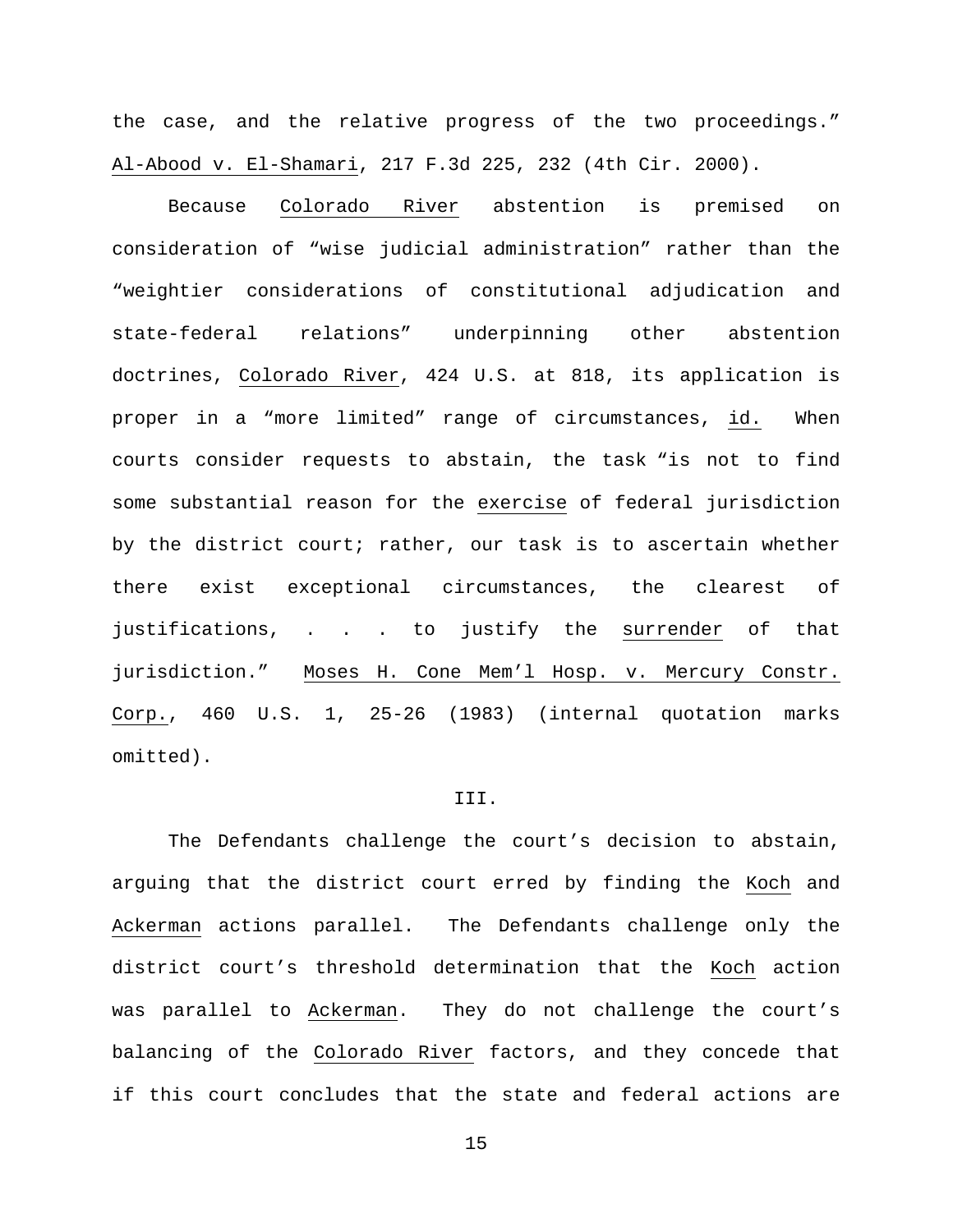the case, and the relative progress of the two proceedings." Al-Abood v. El-Shamari, 217 F.3d 225, 232 (4th Cir. 2000).

Because Colorado River abstention is premised on consideration of "wise judicial administration" rather than the "weightier considerations of constitutional adjudication and state-federal relations" underpinning other abstention doctrines, Colorado River, 424 U.S. at 818, its application is proper in a "more limited" range of circumstances, id. When courts consider requests to abstain, the task "is not to find some substantial reason for the exercise of federal jurisdiction by the district court; rather, our task is to ascertain whether there exist exceptional circumstances, the clearest of justifications, . . . to justify the surrender of that jurisdiction." Moses H. Cone Mem'l Hosp. v. Mercury Constr. Corp., 460 U.S. 1, 25-26 (1983) (internal quotation marks omitted).

## III.

The Defendants challenge the court's decision to abstain, arguing that the district court erred by finding the Koch and Ackerman actions parallel. The Defendants challenge only the district court's threshold determination that the Koch action was parallel to Ackerman. They do not challenge the court's balancing of the Colorado River factors, and they concede that if this court concludes that the state and federal actions are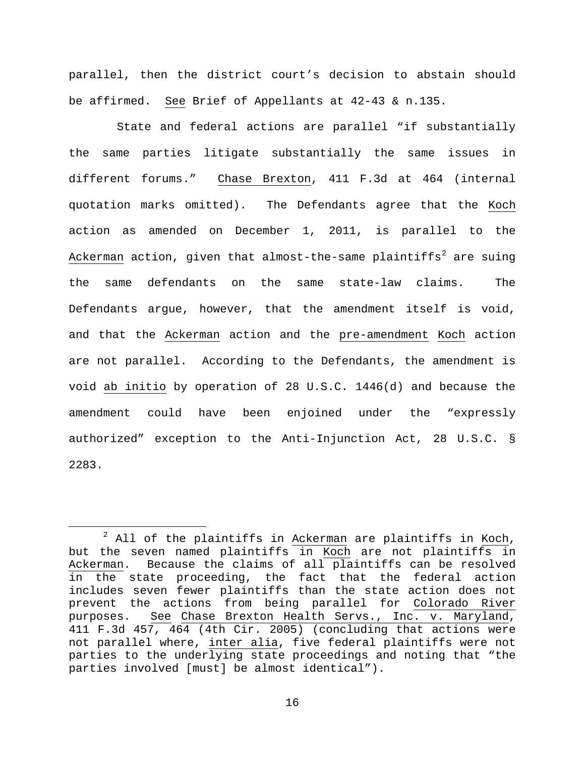parallel, then the district court's decision to abstain should be affirmed. _See_ Brief of Appellants at 42-43 & n.135.

State and federal actions are parallel "if substantially the same parties litigate substantially the same issues in different forums." _Chase Brexton_, 411 F.3d at 464 (internal quotation marks omitted). The Defendants agree that the _Koch_ action as amended on December 1, 2011, is parallel to the _Ackerman_ action, given that almost-the-same plaintiffs[2] are suing the same defendants on the same state-law claims. The Defendants argue, however, that the amendment itself is void, and that the _Ackerman_ action and the _pre-amendment_ _Koch_ action are not parallel. According to the Defendants, the amendment is void _ab initio_ by operation of 28 U.S.C. 1446(d) and because the amendment could have been enjoined under the "expressly authorized" exception to the Anti-Injunction Act, 28 U.S.C. § 2283.

---

[2] All of the plaintiffs in _Ackerman_ are plaintiffs in _Koch_, but the seven named plaintiffs in _Koch_ are not plaintiffs in _Ackerman_. Because the claims of all plaintiffs can be resolved in the state proceeding, the fact that the federal action includes seven fewer plaintiffs than the state action does not prevent the actions from being parallel for _Colorado River_ purposes. _See_ _Chase Brexton Health Servs., Inc. v. Maryland_, 411 F.3d 457, 464 (4th Cir. 2005) (concluding that actions were not parallel where, _inter alia_, five federal plaintiffs were not parties to the underlying state proceedings and noting that "the parties involved [must] be almost identical").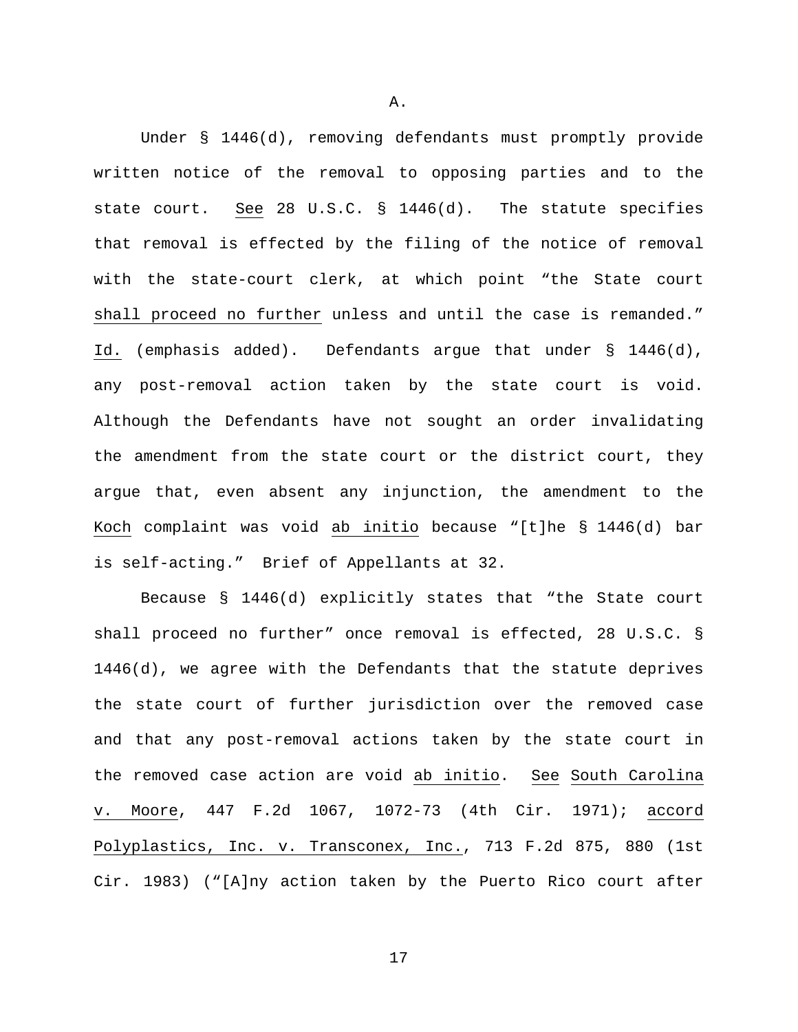A.

Under § 1446(d), removing defendants must promptly provide written notice of the removal to opposing parties and to the state court. *See* 28 U.S.C. § 1446(d). The statute specifies that removal is effected by the filing of the notice of removal with the state-court clerk, at which point "the State court *shall proceed no further* unless and until the case is remanded." *Id.* (emphasis added). Defendants argue that under § 1446(d), any post-removal action taken by the state court is void. Although the Defendants have not sought an order invalidating the amendment from the state court or the district court, they argue that, even absent any injunction, the amendment to the *Koch* complaint was void *ab initio* because "[t]he § 1446(d) bar is self-acting." Brief of Appellants at 32.

Because § 1446(d) explicitly states that "the State court shall proceed no further" once removal is effected, 28 U.S.C. § 1446(d), we agree with the Defendants that the statute deprives the state court of further jurisdiction over the removed case and that any post-removal actions taken by the state court in the removed case action are void *ab initio*. *See* *South Carolina v. Moore*, 447 F.2d 1067, 1072-73 (4th Cir. 1971); *accord* *Polyplastics, Inc. v. Transconex, Inc.*, 713 F.2d 875, 880 (1st Cir. 1983) ("[A]ny action taken by the Puerto Rico court after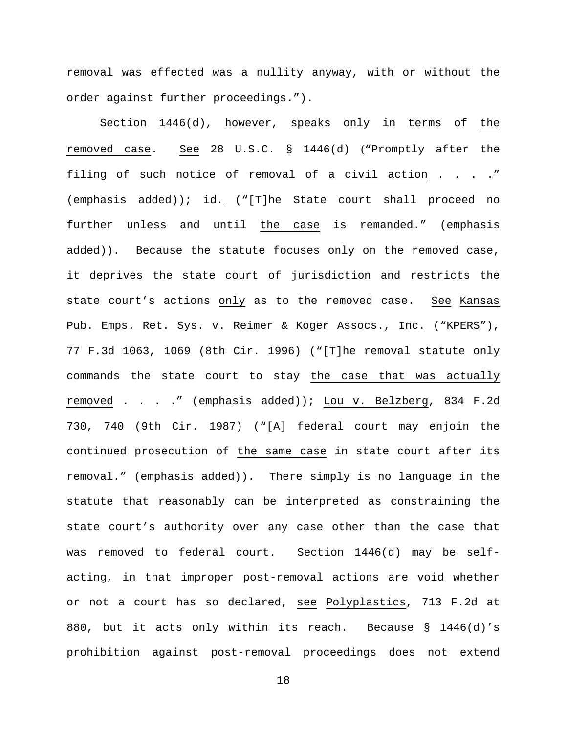removal was effected was a nullity anyway, with or without the order against further proceedings.").

Section 1446(d), however, speaks only in terms of <u>the removed case</u>. <u>See</u> 28 U.S.C. § 1446(d) ("Promptly after the filing of such notice of removal of <u>a civil action</u> . . . ." (emphasis added)); <u>id.</u> ("[T]he State court shall proceed no further unless and until <u>the case</u> is remanded." (emphasis added)). Because the statute focuses only on the removed case, it deprives the state court of jurisdiction and restricts the state court's actions <u>only</u> as to the removed case. <u>See</u> <u>Kansas Pub. Emps. Ret. Sys. v. Reimer & Koger Assocs., Inc.</u> ("<u>KPERS</u>"), 77 F.3d 1063, 1069 (8th Cir. 1996) ("[T]he removal statute only commands the state court to stay <u>the case that was actually removed</u> . . . ." (emphasis added)); <u>Lou v. Belzberg</u>, 834 F.2d 730, 740 (9th Cir. 1987) ("[A] federal court may enjoin the continued prosecution of <u>the same case</u> in state court after its removal." (emphasis added)). There simply is no language in the statute that reasonably can be interpreted as constraining the state court's authority over any case other than the case that was removed to federal court. Section 1446(d) may be self-acting, in that improper post-removal actions are void whether or not a court has so declared, <u>see</u> <u>Polyplastics</u>, 713 F.2d at 880, but it acts only within its reach. Because § 1446(d)'s prohibition against post-removal proceedings does not extend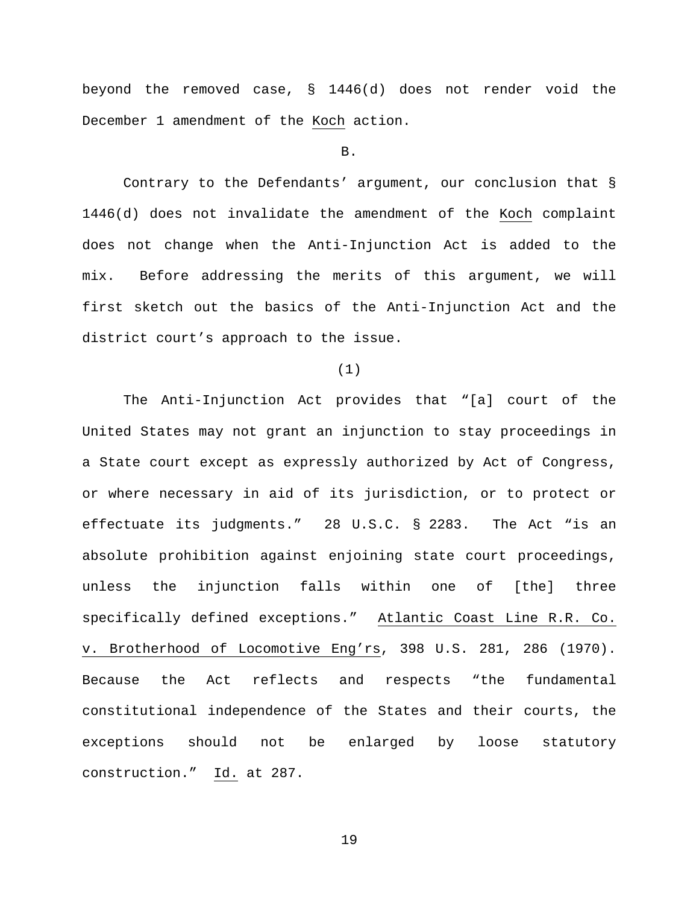beyond the removed case, § 1446(d) does not render void the December 1 amendment of the Koch action.

B.

Contrary to the Defendants' argument, our conclusion that § 1446(d) does not invalidate the amendment of the Koch complaint does not change when the Anti-Injunction Act is added to the mix. Before addressing the merits of this argument, we will first sketch out the basics of the Anti-Injunction Act and the district court's approach to the issue.

(1)

The Anti-Injunction Act provides that "[a] court of the United States may not grant an injunction to stay proceedings in a State court except as expressly authorized by Act of Congress, or where necessary in aid of its jurisdiction, or to protect or effectuate its judgments." 28 U.S.C. § 2283. The Act "is an absolute prohibition against enjoining state court proceedings, unless the injunction falls within one of [the] three specifically defined exceptions." Atlantic Coast Line R.R. Co. v. Brotherhood of Locomotive Eng'rs, 398 U.S. 281, 286 (1970). Because the Act reflects and respects "the fundamental constitutional independence of the States and their courts, the exceptions should not be enlarged by loose statutory construction." Id. at 287.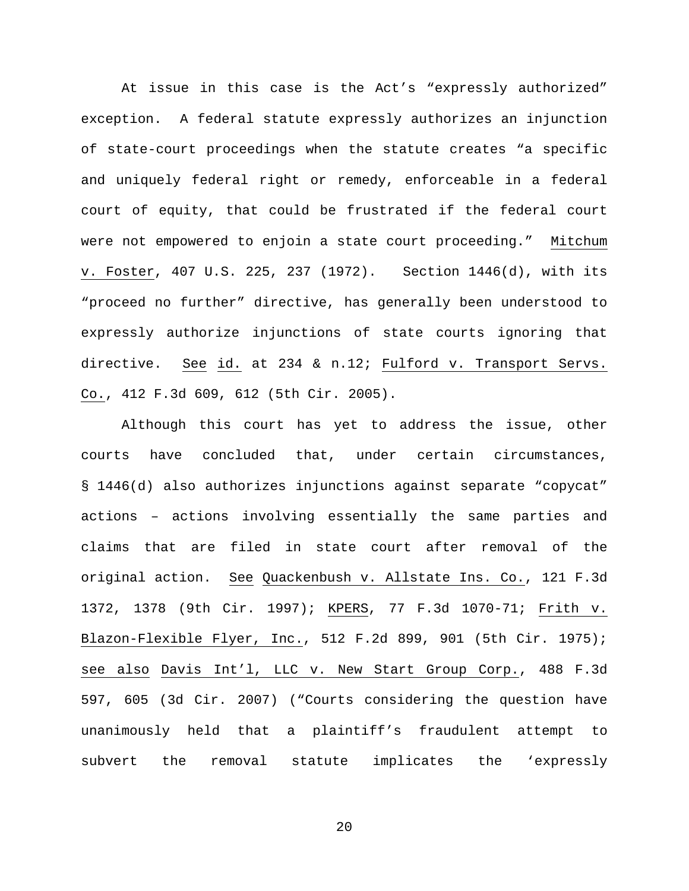At issue in this case is the Act's "expressly authorized" exception. A federal statute expressly authorizes an injunction of state-court proceedings when the statute creates "a specific and uniquely federal right or remedy, enforceable in a federal court of equity, that could be frustrated if the federal court were not empowered to enjoin a state court proceeding." Mitchum v. Foster, 407 U.S. 225, 237 (1972). Section 1446(d), with its "proceed no further" directive, has generally been understood to expressly authorize injunctions of state courts ignoring that directive. See id. at 234 & n.12; Fulford v. Transport Servs. Co., 412 F.3d 609, 612 (5th Cir. 2005).

Although this court has yet to address the issue, other courts have concluded that, under certain circumstances, § 1446(d) also authorizes injunctions against separate "copycat" actions – actions involving essentially the same parties and claims that are filed in state court after removal of the original action. See Quackenbush v. Allstate Ins. Co., 121 F.3d 1372, 1378 (9th Cir. 1997); KPERS, 77 F.3d 1070-71; Frith v. Blazon-Flexible Flyer, Inc., 512 F.2d 899, 901 (5th Cir. 1975); see also Davis Int'l, LLC v. New Start Group Corp., 488 F.3d 597, 605 (3d Cir. 2007) ("Courts considering the question have unanimously held that a plaintiff's fraudulent attempt to subvert the removal statute implicates the 'expressly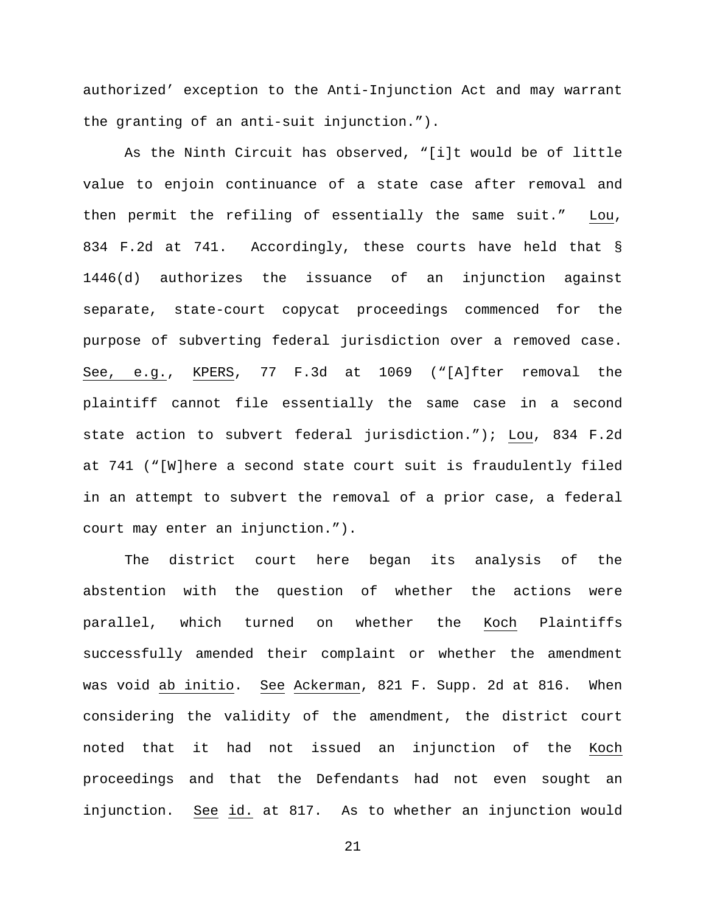authorized' exception to the Anti-Injunction Act and may warrant the granting of an anti-suit injunction.").

As the Ninth Circuit has observed, "[i]t would be of little value to enjoin continuance of a state case after removal and then permit the refiling of essentially the same suit." Lou, 834 F.2d at 741. Accordingly, these courts have held that § 1446(d) authorizes the issuance of an injunction against separate, state-court copycat proceedings commenced for the purpose of subverting federal jurisdiction over a removed case. See, e.g., KPERS, 77 F.3d at 1069 ("[A]fter removal the plaintiff cannot file essentially the same case in a second state action to subvert federal jurisdiction."); Lou, 834 F.2d at 741 ("[W]here a second state court suit is fraudulently filed in an attempt to subvert the removal of a prior case, a federal court may enter an injunction.").

The district court here began its analysis of the abstention with the question of whether the actions were parallel, which turned on whether the Koch Plaintiffs successfully amended their complaint or whether the amendment was void ab initio. See Ackerman, 821 F. Supp. 2d at 816. When considering the validity of the amendment, the district court noted that it had not issued an injunction of the Koch proceedings and that the Defendants had not even sought an injunction. See id. at 817. As to whether an injunction would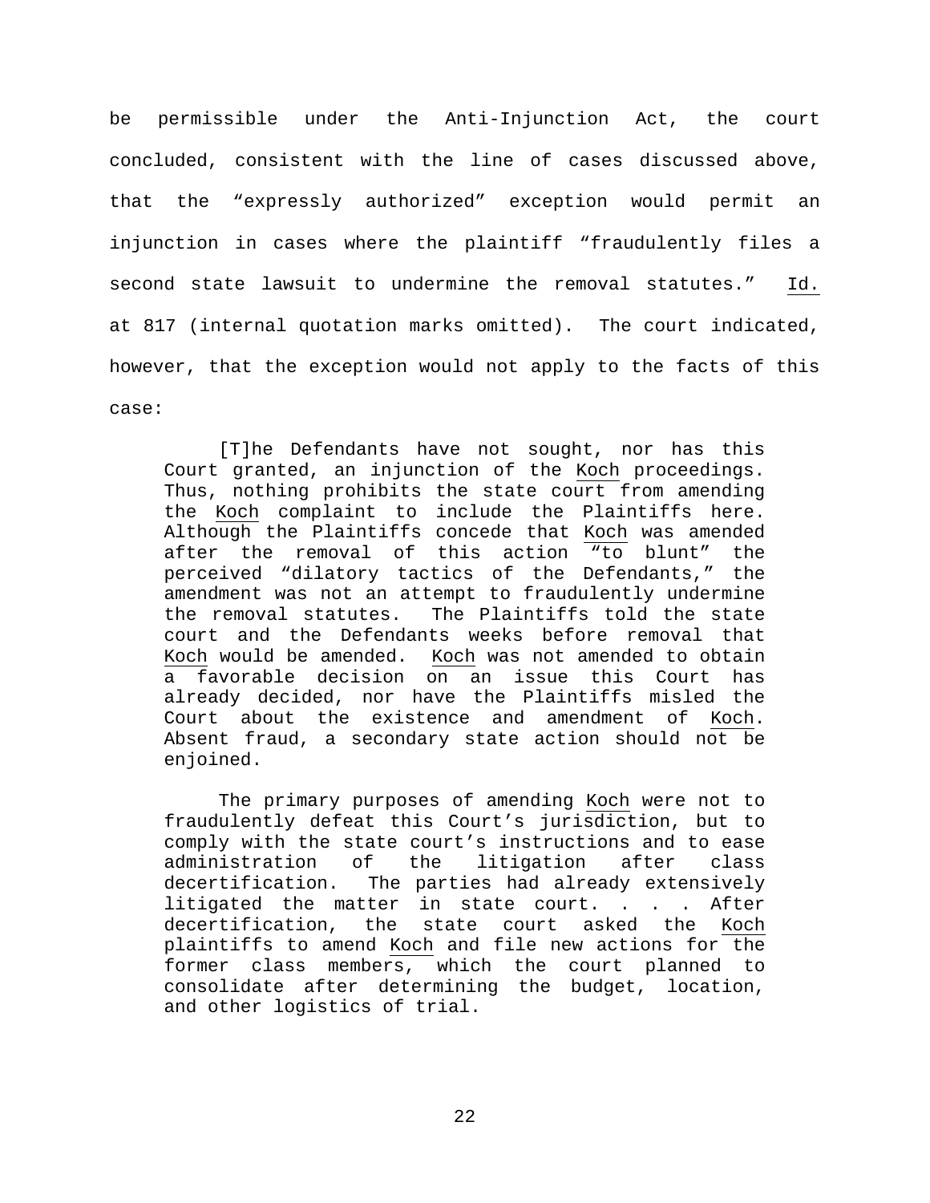be permissible under the Anti-Injunction Act, the court concluded, consistent with the line of cases discussed above, that the "expressly authorized" exception would permit an injunction in cases where the plaintiff "fraudulently files a second state lawsuit to undermine the removal statutes." Id. at 817 (internal quotation marks omitted). The court indicated, however, that the exception would not apply to the facts of this case:

> [T]he Defendants have not sought, nor has this Court granted, an injunction of the Koch proceedings. Thus, nothing prohibits the state court from amending the Koch complaint to include the Plaintiffs here. Although the Plaintiffs concede that Koch was amended after the removal of this action "to blunt" the perceived "dilatory tactics of the Defendants," the amendment was not an attempt to fraudulently undermine the removal statutes. The Plaintiffs told the state court and the Defendants weeks before removal that Koch would be amended. Koch was not amended to obtain a favorable decision on an issue this Court has already decided, nor have the Plaintiffs misled the Court about the existence and amendment of Koch. Absent fraud, a secondary state action should not be enjoined.
>
> The primary purposes of amending Koch were not to fraudulently defeat this Court's jurisdiction, but to comply with the state court's instructions and to ease administration of the litigation after class decertification. The parties had already extensively litigated the matter in state court. . . . After decertification, the state court asked the Koch plaintiffs to amend Koch and file new actions for the former class members, which the court planned to consolidate after determining the budget, location, and other logistics of trial.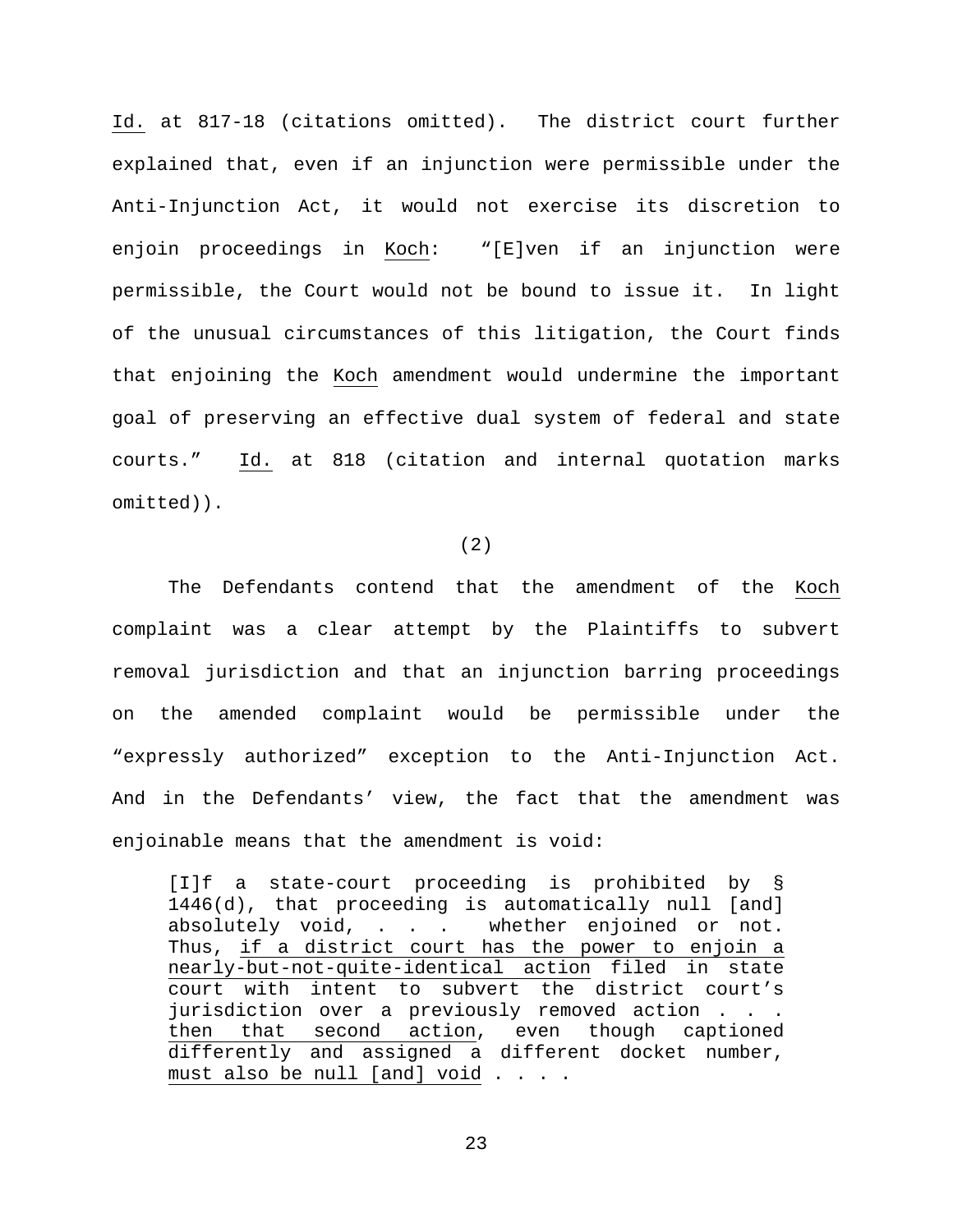<u>Id.</u> at 817-18 (citations omitted). The district court further explained that, even if an injunction were permissible under the Anti-Injunction Act, it would not exercise its discretion to enjoin proceedings in <u>Koch</u>: "[E]ven if an injunction were permissible, the Court would not be bound to issue it. In light of the unusual circumstances of this litigation, the Court finds that enjoining the <u>Koch</u> amendment would undermine the important goal of preserving an effective dual system of federal and state courts." <u>Id.</u> at 818 (citation and internal quotation marks omitted)).

(2)

The Defendants contend that the amendment of the <u>Koch</u> complaint was a clear attempt by the Plaintiffs to subvert removal jurisdiction and that an injunction barring proceedings on the amended complaint would be permissible under the "expressly authorized" exception to the Anti-Injunction Act. And in the Defendants' view, the fact that the amendment was enjoinable means that the amendment is void:

> [I]f a state-court proceeding is prohibited by § 1446(d), that proceeding is automatically null [and] absolutely void, . . . whether enjoined or not. Thus, <u>if a district court has the power to enjoin a nearly-but-not-quite-identical action</u> filed in state court with intent to subvert the district court's jurisdiction over a previously removed action . . . <u>then that second action</u>, even though captioned differently and assigned a different docket number, <u>must also be null [and] void</u> . . . .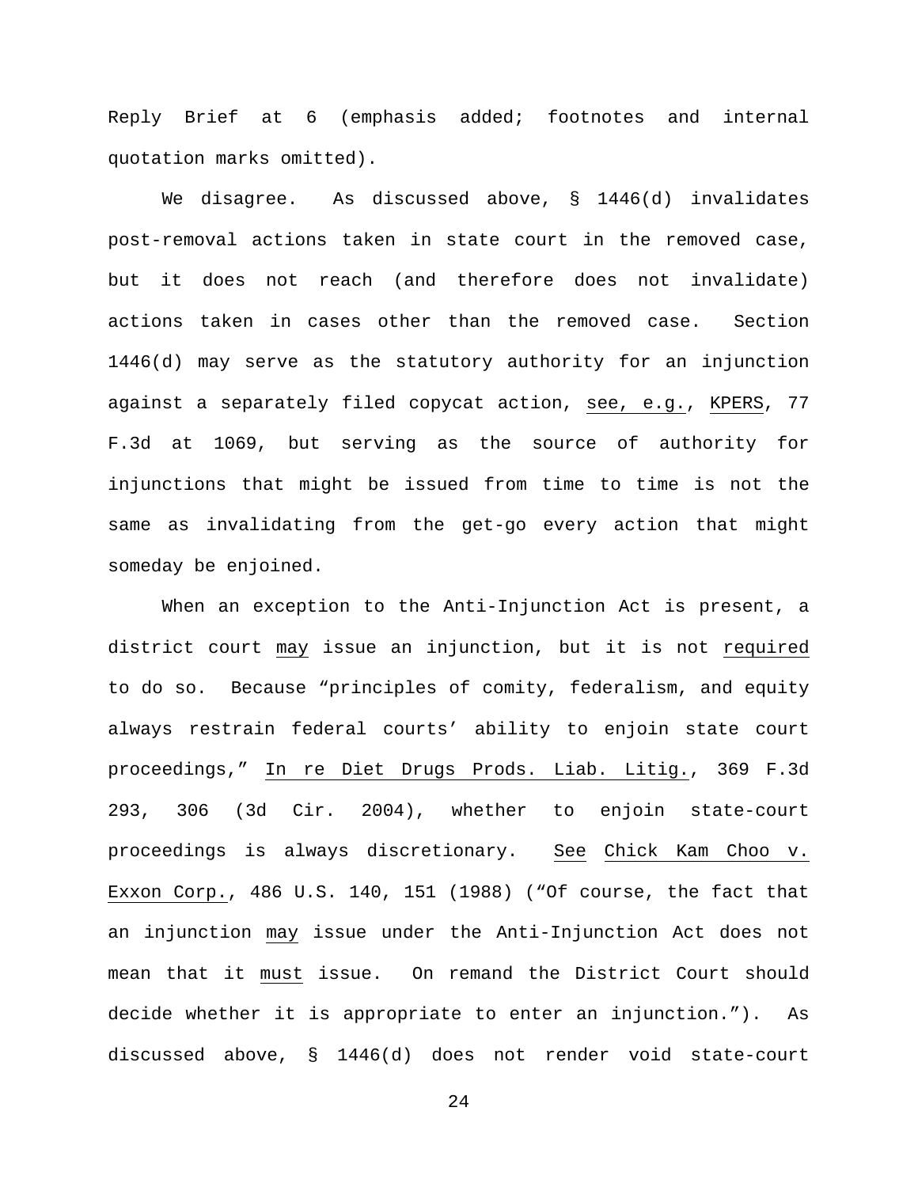Reply Brief at 6 (emphasis added; footnotes and internal quotation marks omitted).

We disagree. As discussed above, § 1446(d) invalidates post-removal actions taken in state court in the removed case, but it does not reach (and therefore does not invalidate) actions taken in cases other than the removed case. Section 1446(d) may serve as the statutory authority for an injunction against a separately filed copycat action, see, e.g., KPERS, 77 F.3d at 1069, but serving as the source of authority for injunctions that might be issued from time to time is not the same as invalidating from the get-go every action that might someday be enjoined.

When an exception to the Anti-Injunction Act is present, a district court may issue an injunction, but it is not required to do so. Because "principles of comity, federalism, and equity always restrain federal courts' ability to enjoin state court proceedings," In re Diet Drugs Prods. Liab. Litig., 369 F.3d 293, 306 (3d Cir. 2004), whether to enjoin state-court proceedings is always discretionary. See Chick Kam Choo v. Exxon Corp., 486 U.S. 140, 151 (1988) ("Of course, the fact that an injunction may issue under the Anti-Injunction Act does not mean that it must issue. On remand the District Court should decide whether it is appropriate to enter an injunction."). As discussed above, § 1446(d) does not render void state-court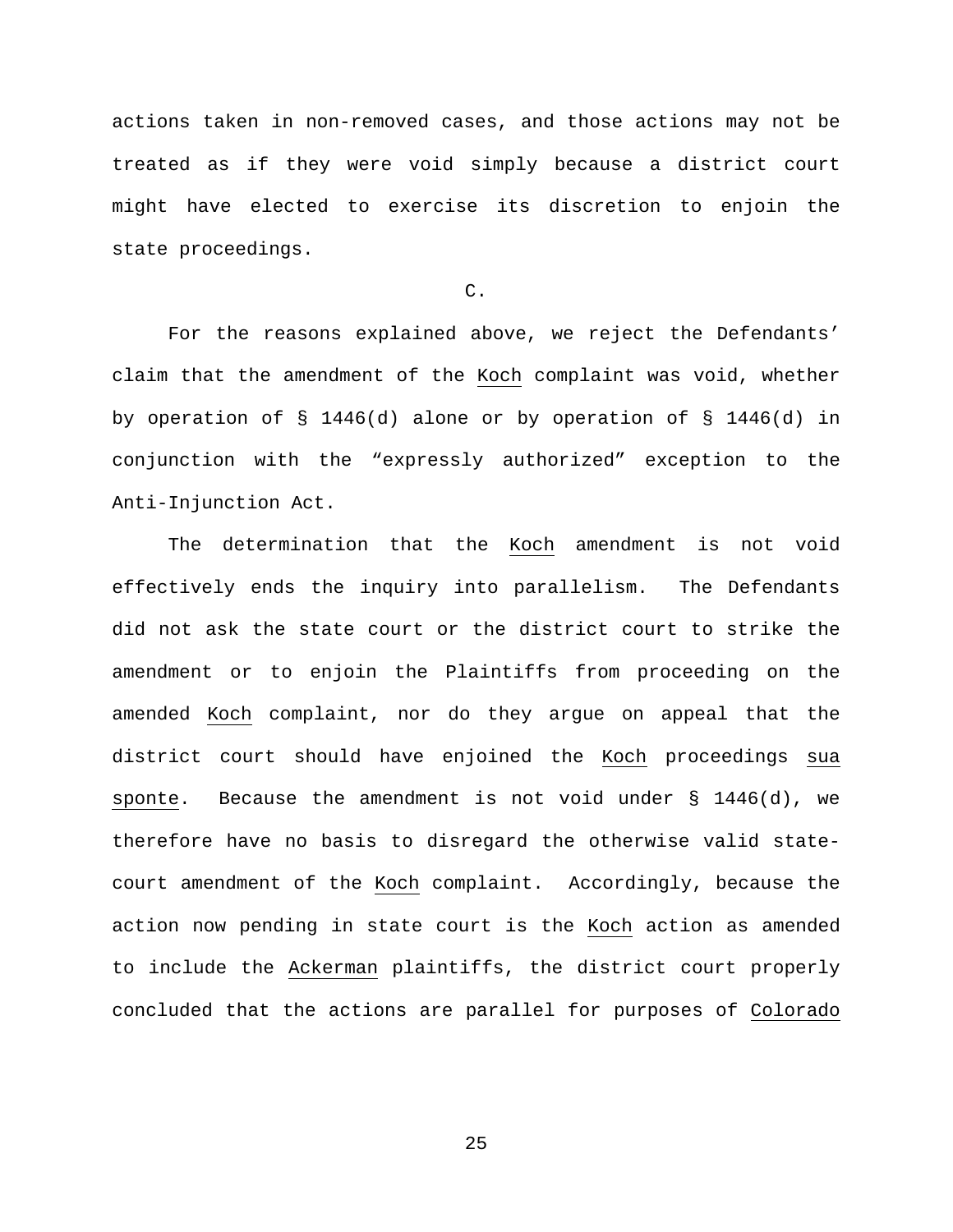actions taken in non-removed cases, and those actions may not be treated as if they were void simply because a district court might have elected to exercise its discretion to enjoin the state proceedings.

C.

For the reasons explained above, we reject the Defendants' claim that the amendment of the *Koch* complaint was void, whether by operation of § 1446(d) alone or by operation of § 1446(d) in conjunction with the "expressly authorized" exception to the Anti-Injunction Act.

The determination that the *Koch* amendment is not void effectively ends the inquiry into parallelism. The Defendants did not ask the state court or the district court to strike the amendment or to enjoin the Plaintiffs from proceeding on the amended *Koch* complaint, nor do they argue on appeal that the district court should have enjoined the *Koch* proceedings *sua sponte*. Because the amendment is not void under § 1446(d), we therefore have no basis to disregard the otherwise valid state-court amendment of the *Koch* complaint. Accordingly, because the action now pending in state court is the *Koch* action as amended to include the *Ackerman* plaintiffs, the district court properly concluded that the actions are parallel for purposes of *Colorado*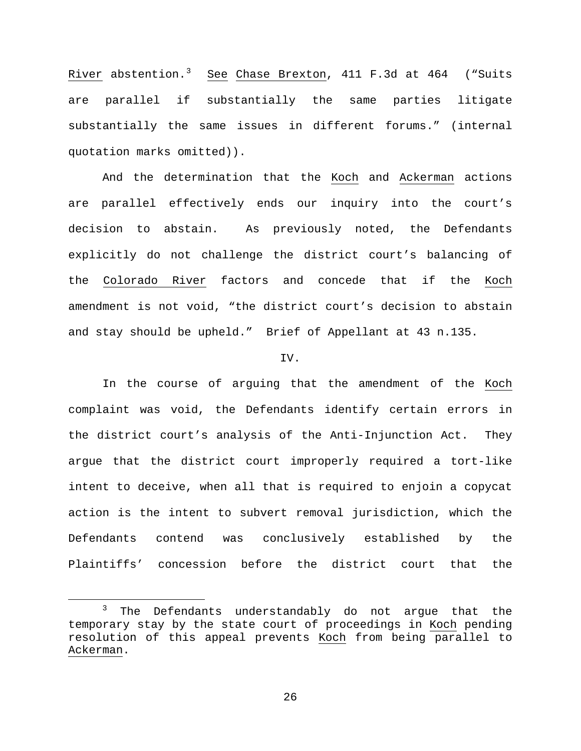River abstention.[3] See Chase Brexton, 411 F.3d at 464 ("Suits are parallel if substantially the same parties litigate substantially the same issues in different forums." (internal quotation marks omitted)).

And the determination that the Koch and Ackerman actions are parallel effectively ends our inquiry into the court's decision to abstain. As previously noted, the Defendants explicitly do not challenge the district court's balancing of the Colorado River factors and concede that if the Koch amendment is not void, "the district court's decision to abstain and stay should be upheld." Brief of Appellant at 43 n.135.

## IV.

In the course of arguing that the amendment of the Koch complaint was void, the Defendants identify certain errors in the district court's analysis of the Anti-Injunction Act. They argue that the district court improperly required a tort-like intent to deceive, when all that is required to enjoin a copycat action is the intent to subvert removal jurisdiction, which the Defendants contend was conclusively established by the Plaintiffs' concession before the district court that the

[3] The Defendants understandably do not argue that the temporary stay by the state court of proceedings in Koch pending resolution of this appeal prevents Koch from being parallel to Ackerman.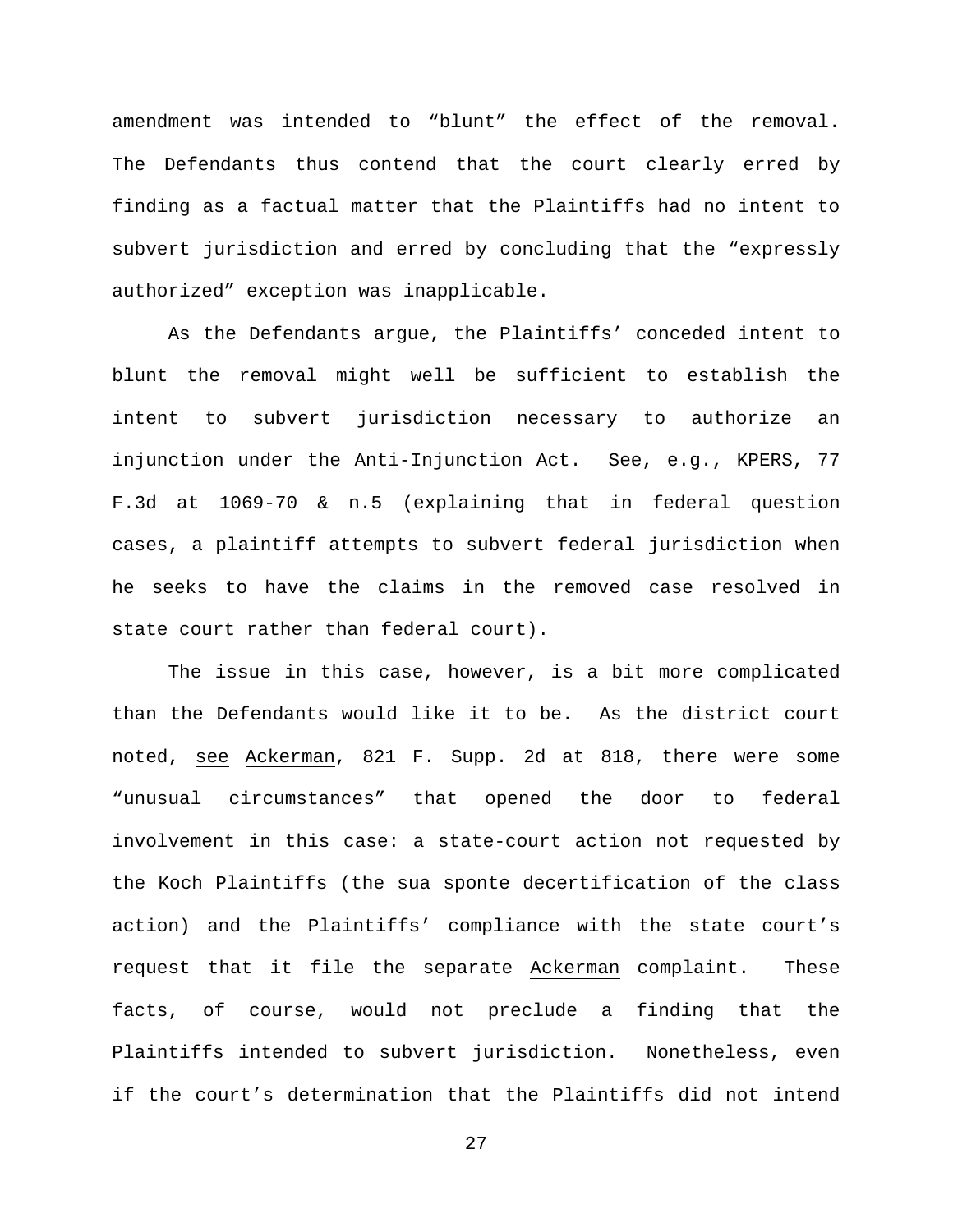amendment was intended to "blunt" the effect of the removal. The Defendants thus contend that the court clearly erred by finding as a factual matter that the Plaintiffs had no intent to subvert jurisdiction and erred by concluding that the "expressly authorized" exception was inapplicable.

As the Defendants argue, the Plaintiffs' conceded intent to blunt the removal might well be sufficient to establish the intent to subvert jurisdiction necessary to authorize an injunction under the Anti-Injunction Act. See, e.g., KPERS, 77 F.3d at 1069-70 & n.5 (explaining that in federal question cases, a plaintiff attempts to subvert federal jurisdiction when he seeks to have the claims in the removed case resolved in state court rather than federal court).

The issue in this case, however, is a bit more complicated than the Defendants would like it to be. As the district court noted, see Ackerman, 821 F. Supp. 2d at 818, there were some "unusual circumstances" that opened the door to federal involvement in this case: a state-court action not requested by the Koch Plaintiffs (the sua sponte decertification of the class action) and the Plaintiffs' compliance with the state court's request that it file the separate Ackerman complaint. These facts, of course, would not preclude a finding that the Plaintiffs intended to subvert jurisdiction. Nonetheless, even if the court's determination that the Plaintiffs did not intend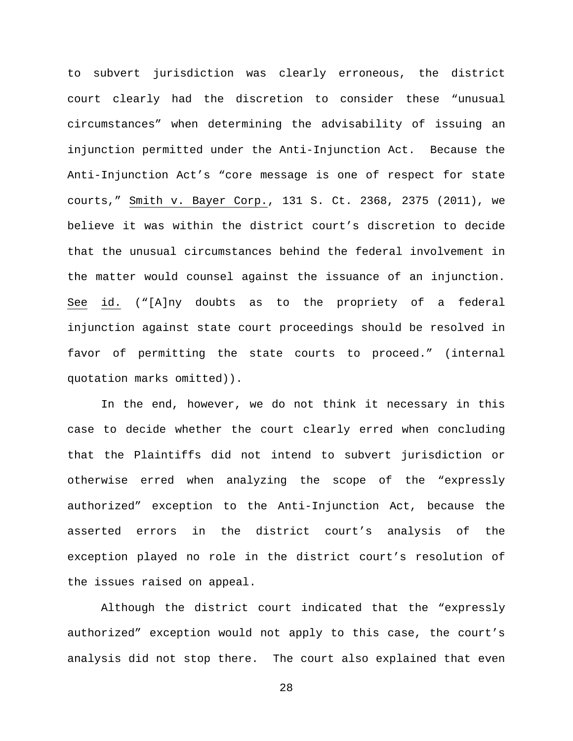to subvert jurisdiction was clearly erroneous, the district court clearly had the discretion to consider these "unusual circumstances" when determining the advisability of issuing an injunction permitted under the Anti-Injunction Act. Because the Anti-Injunction Act's "core message is one of respect for state courts," Smith v. Bayer Corp., 131 S. Ct. 2368, 2375 (2011), we believe it was within the district court's discretion to decide that the unusual circumstances behind the federal involvement in the matter would counsel against the issuance of an injunction. See id. ("[A]ny doubts as to the propriety of a federal injunction against state court proceedings should be resolved in favor of permitting the state courts to proceed." (internal quotation marks omitted)).

In the end, however, we do not think it necessary in this case to decide whether the court clearly erred when concluding that the Plaintiffs did not intend to subvert jurisdiction or otherwise erred when analyzing the scope of the "expressly authorized" exception to the Anti-Injunction Act, because the asserted errors in the district court's analysis of the exception played no role in the district court's resolution of the issues raised on appeal.

Although the district court indicated that the "expressly authorized" exception would not apply to this case, the court's analysis did not stop there. The court also explained that even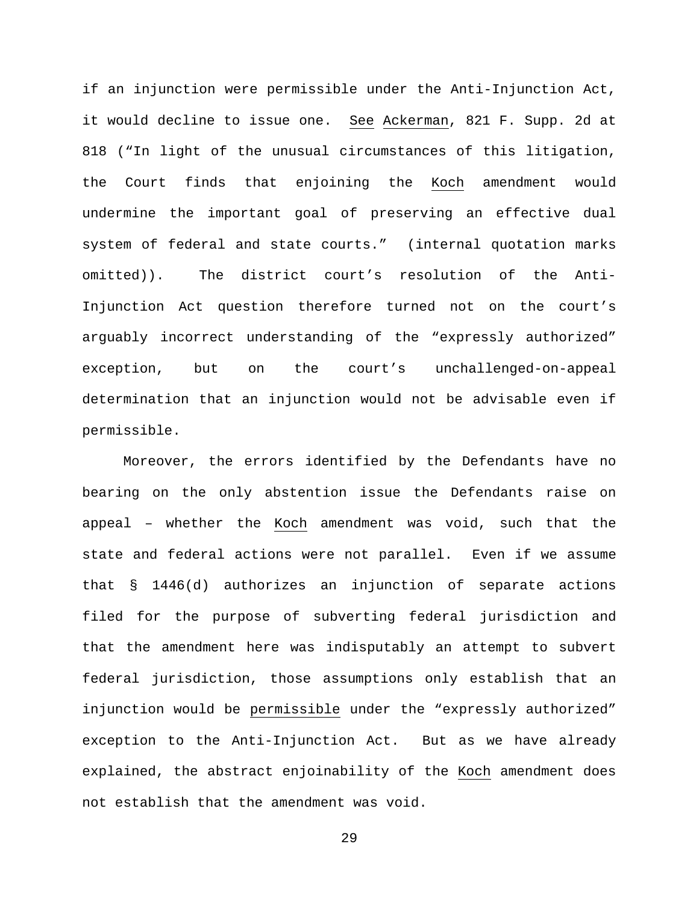if an injunction were permissible under the Anti-Injunction Act, it would decline to issue one. _See_ _Ackerman_, 821 F. Supp. 2d at 818 ("In light of the unusual circumstances of this litigation, the Court finds that enjoining the _Koch_ amendment would undermine the important goal of preserving an effective dual system of federal and state courts." (internal quotation marks omitted)). The district court's resolution of the Anti-Injunction Act question therefore turned not on the court's arguably incorrect understanding of the "expressly authorized" exception, but on the court's unchallenged-on-appeal determination that an injunction would not be advisable even if permissible.

Moreover, the errors identified by the Defendants have no bearing on the only abstention issue the Defendants raise on appeal – whether the _Koch_ amendment was void, such that the state and federal actions were not parallel. Even if we assume that § 1446(d) authorizes an injunction of separate actions filed for the purpose of subverting federal jurisdiction and that the amendment here was indisputably an attempt to subvert federal jurisdiction, those assumptions only establish that an injunction would be _permissible_ under the "expressly authorized" exception to the Anti-Injunction Act. But as we have already explained, the abstract enjoinability of the _Koch_ amendment does not establish that the amendment was void.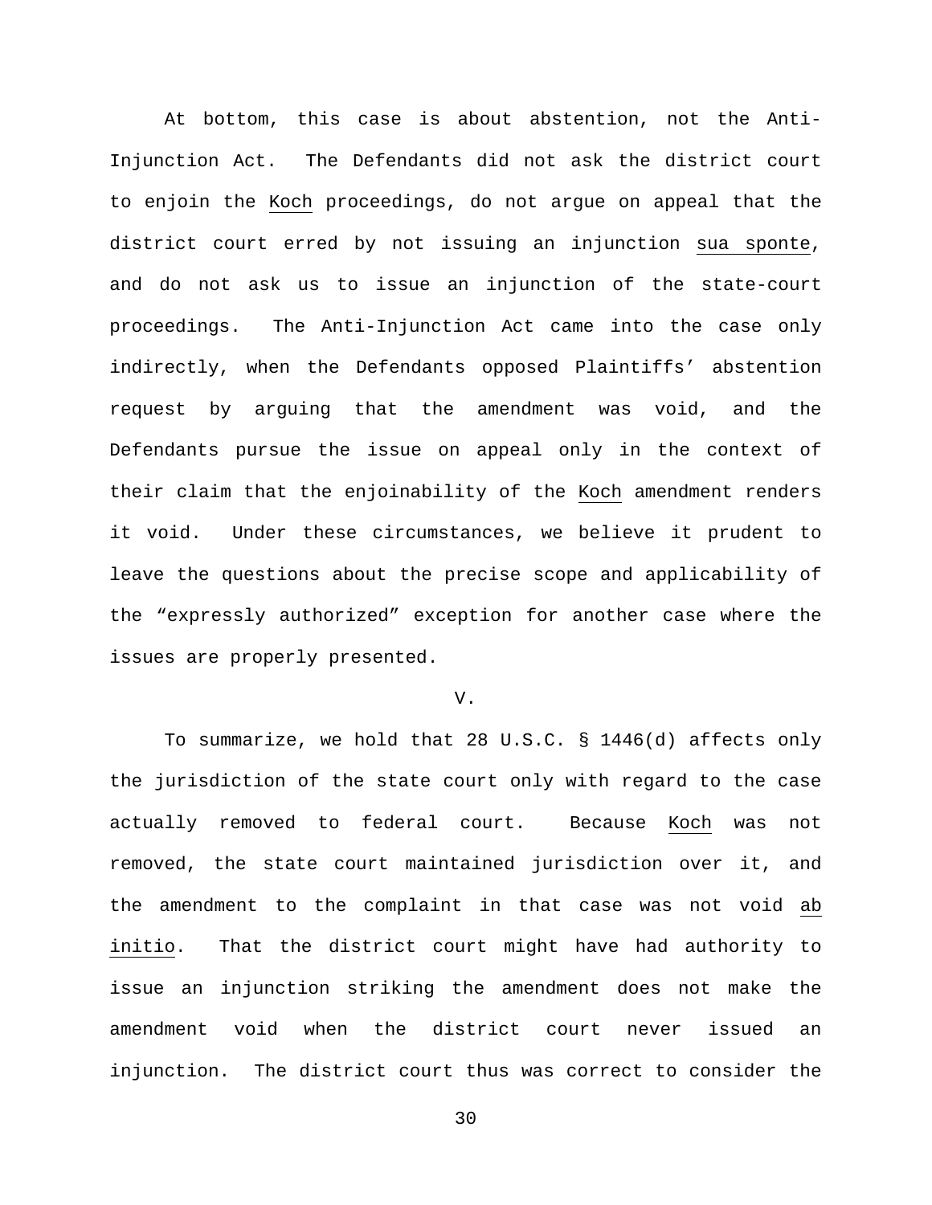At bottom, this case is about abstention, not the Anti-Injunction Act. The Defendants did not ask the district court to enjoin the Koch proceedings, do not argue on appeal that the district court erred by not issuing an injunction *sua sponte*, and do not ask us to issue an injunction of the state-court proceedings. The Anti-Injunction Act came into the case only indirectly, when the Defendants opposed Plaintiffs' abstention request by arguing that the amendment was void, and the Defendants pursue the issue on appeal only in the context of their claim that the enjoinability of the Koch amendment renders it void. Under these circumstances, we believe it prudent to leave the questions about the precise scope and applicability of the "expressly authorized" exception for another case where the issues are properly presented.

V.

To summarize, we hold that 28 U.S.C. § 1446(d) affects only the jurisdiction of the state court only with regard to the case actually removed to federal court. Because Koch was not removed, the state court maintained jurisdiction over it, and the amendment to the complaint in that case was not void *ab initio*. That the district court might have had authority to issue an injunction striking the amendment does not make the amendment void when the district court never issued an injunction. The district court thus was correct to consider the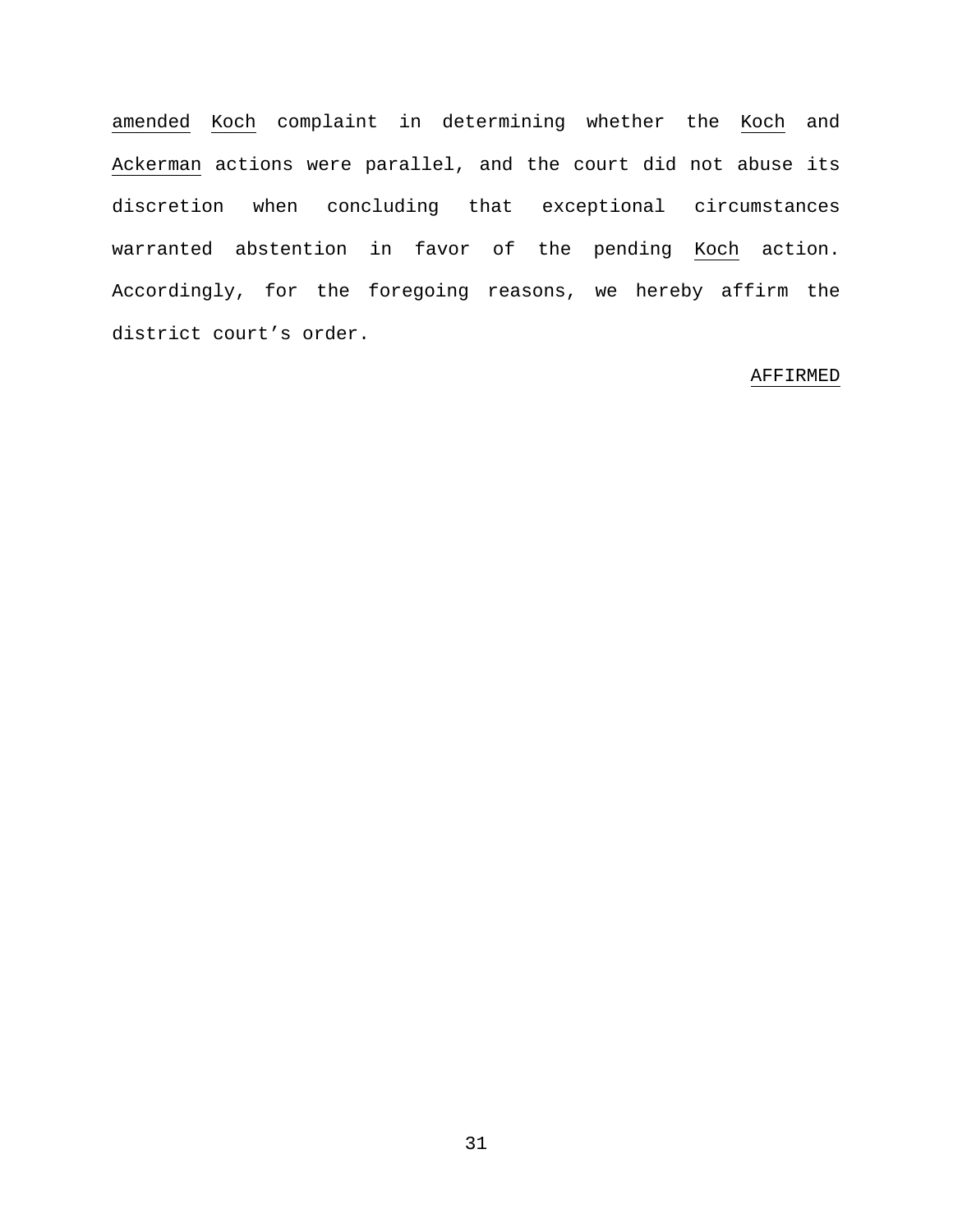amended *Koch* complaint in determining whether the *Koch* and *Ackerman* actions were parallel, and the court did not abuse its discretion when concluding that exceptional circumstances warranted abstention in favor of the pending *Koch* action. Accordingly, for the foregoing reasons, we hereby affirm the district court's order.

*AFFIRMED*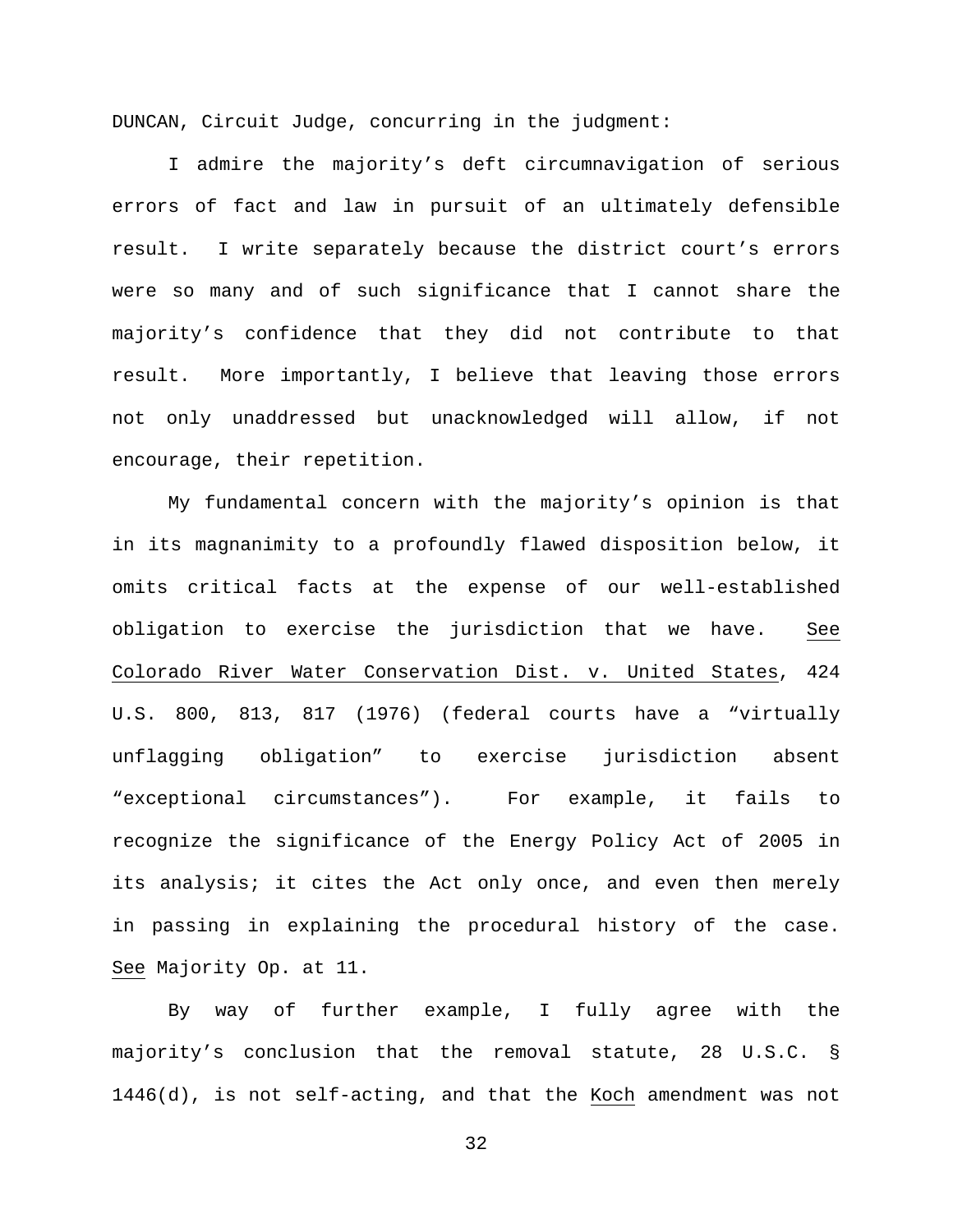DUNCAN, Circuit Judge, concurring in the judgment:

I admire the majority's deft circumnavigation of serious errors of fact and law in pursuit of an ultimately defensible result. I write separately because the district court's errors were so many and of such significance that I cannot share the majority's confidence that they did not contribute to that result. More importantly, I believe that leaving those errors not only unaddressed but unacknowledged will allow, if not encourage, their repetition.

My fundamental concern with the majority's opinion is that in its magnanimity to a profoundly flawed disposition below, it omits critical facts at the expense of our well-established obligation to exercise the jurisdiction that we have. See Colorado River Water Conservation Dist. v. United States, 424 U.S. 800, 813, 817 (1976) (federal courts have a "virtually unflagging obligation" to exercise jurisdiction absent "exceptional circumstances"). For example, it fails to recognize the significance of the Energy Policy Act of 2005 in its analysis; it cites the Act only once, and even then merely in passing in explaining the procedural history of the case. See Majority Op. at 11.

By way of further example, I fully agree with the majority's conclusion that the removal statute, 28 U.S.C. § 1446(d), is not self-acting, and that the Koch amendment was not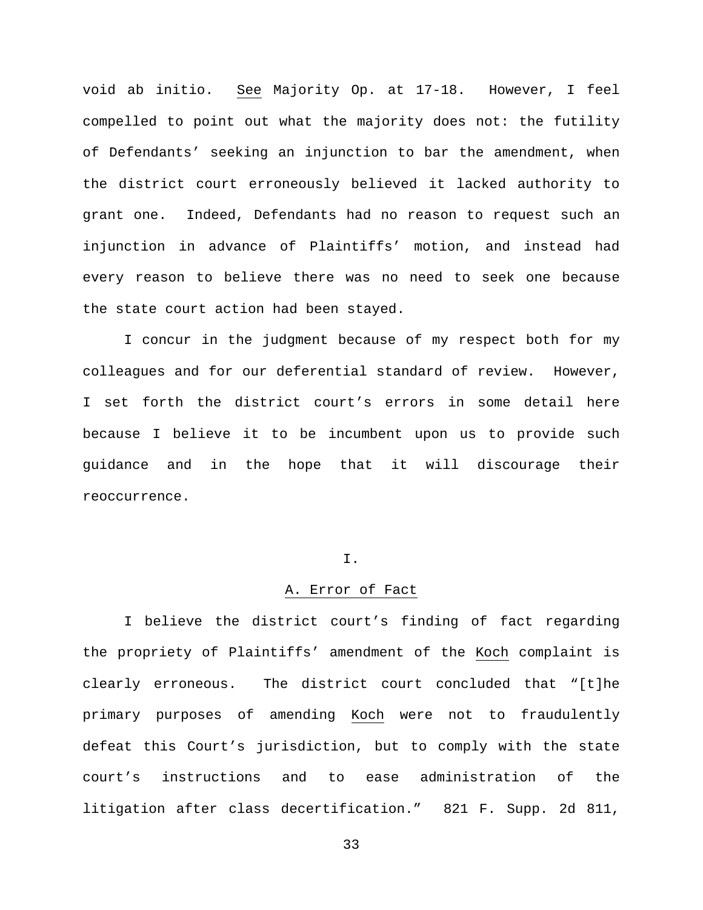void ab initio. See Majority Op. at 17-18. However, I feel compelled to point out what the majority does not: the futility of Defendants' seeking an injunction to bar the amendment, when the district court erroneously believed it lacked authority to grant one. Indeed, Defendants had no reason to request such an injunction in advance of Plaintiffs' motion, and instead had every reason to believe there was no need to seek one because the state court action had been stayed.

I concur in the judgment because of my respect both for my colleagues and for our deferential standard of review. However, I set forth the district court's errors in some detail here because I believe it to be incumbent upon us to provide such guidance and in the hope that it will discourage their reoccurrence.

## I.

### A. Error of Fact

I believe the district court's finding of fact regarding the propriety of Plaintiffs' amendment of the Koch complaint is clearly erroneous. The district court concluded that "[t]he primary purposes of amending Koch were not to fraudulently defeat this Court's jurisdiction, but to comply with the state court's instructions and to ease administration of the litigation after class decertification." 821 F. Supp. 2d 811,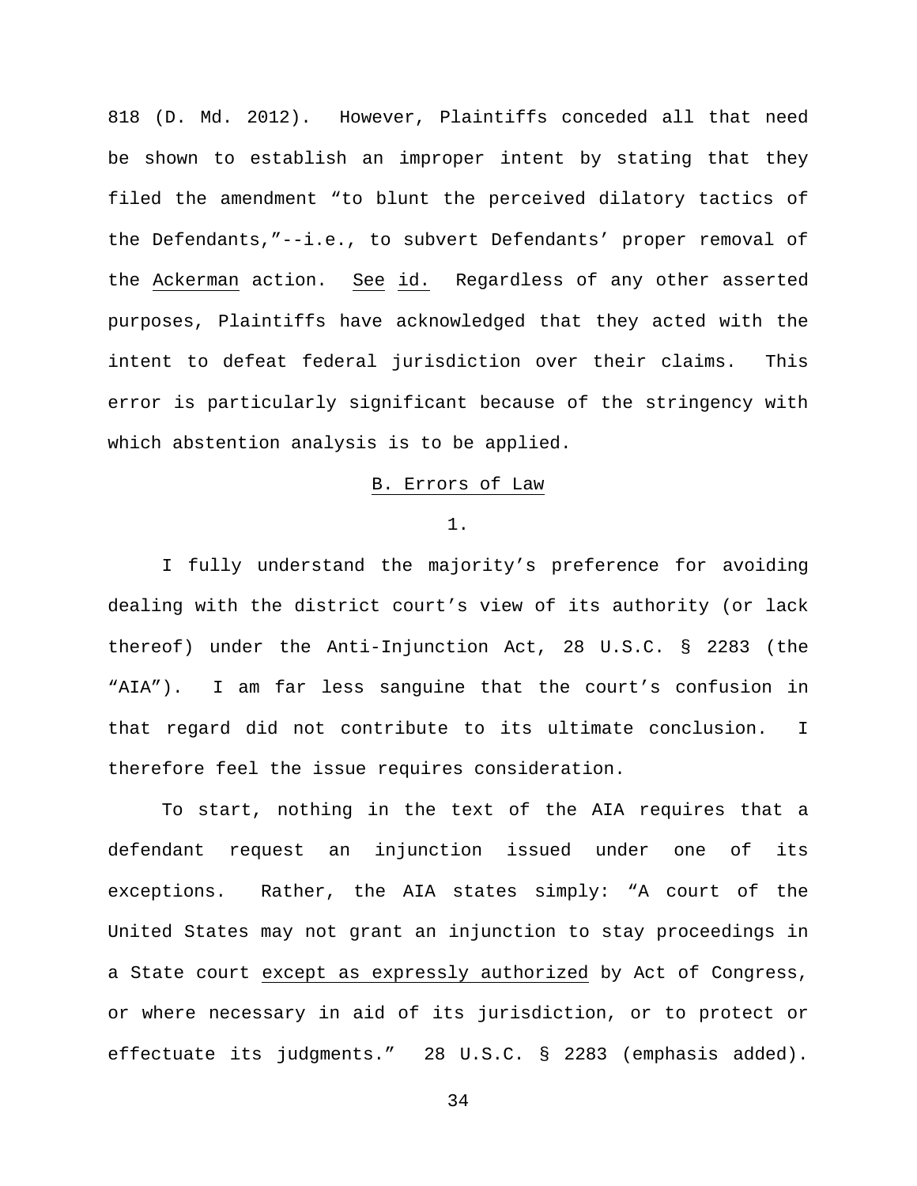818 (D. Md. 2012). However, Plaintiffs conceded all that need be shown to establish an improper intent by stating that they filed the amendment "to blunt the perceived dilatory tactics of the Defendants,"--i.e., to subvert Defendants' proper removal of the Ackerman action. See id. Regardless of any other asserted purposes, Plaintiffs have acknowledged that they acted with the intent to defeat federal jurisdiction over their claims. This error is particularly significant because of the stringency with which abstention analysis is to be applied.

## B. Errors of Law

### 1.

I fully understand the majority's preference for avoiding dealing with the district court's view of its authority (or lack thereof) under the Anti-Injunction Act, 28 U.S.C. § 2283 (the "AIA"). I am far less sanguine that the court's confusion in that regard did not contribute to its ultimate conclusion. I therefore feel the issue requires consideration.

To start, nothing in the text of the AIA requires that a defendant request an injunction issued under one of its exceptions. Rather, the AIA states simply: "A court of the United States may not grant an injunction to stay proceedings in a State court except as expressly authorized by Act of Congress, or where necessary in aid of its jurisdiction, or to protect or effectuate its judgments." 28 U.S.C. § 2283 (emphasis added).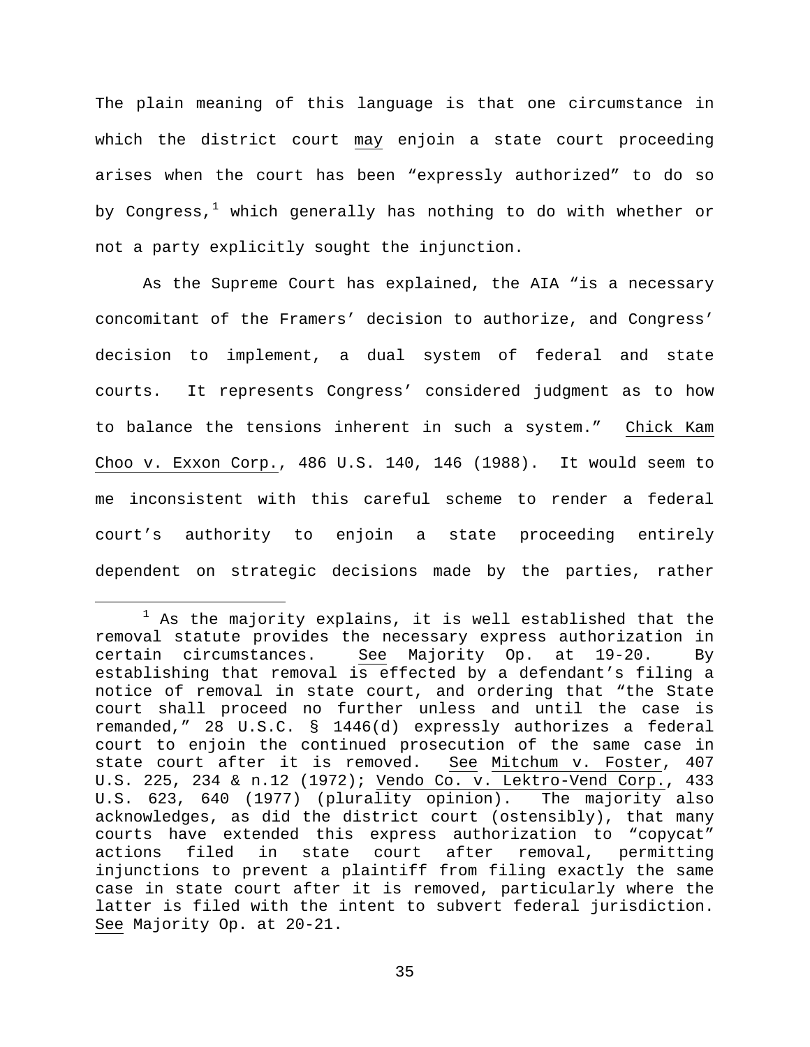The plain meaning of this language is that one circumstance in which the district court *may* enjoin a state court proceeding arises when the court has been "expressly authorized" to do so by Congress,[1] which generally has nothing to do with whether or not a party explicitly sought the injunction.

As the Supreme Court has explained, the AIA "is a necessary concomitant of the Framers' decision to authorize, and Congress' decision to implement, a dual system of federal and state courts. It represents Congress' considered judgment as to how to balance the tensions inherent in such a system." *Chick Kam Choo v. Exxon Corp.*, 486 U.S. 140, 146 (1988). It would seem to me inconsistent with this careful scheme to render a federal court's authority to enjoin a state proceeding entirely dependent on strategic decisions made by the parties, rather

---

[1] As the majority explains, it is well established that the removal statute provides the necessary express authorization in certain circumstances. *See* Majority Op. at 19-20. By establishing that removal is effected by a defendant's filing a notice of removal in state court, and ordering that "the State court shall proceed no further unless and until the case is remanded," 28 U.S.C. § 1446(d) expressly authorizes a federal court to enjoin the continued prosecution of the same case in state court after it is removed. *See* *Mitchum v. Foster*, 407 U.S. 225, 234 & n.12 (1972); *Vendo Co. v. Lektro-Vend Corp.*, 433 U.S. 623, 640 (1977) (plurality opinion). The majority also acknowledges, as did the district court (ostensibly), that many courts have extended this express authorization to "copycat" actions filed in state court after removal, permitting injunctions to prevent a plaintiff from filing exactly the same case in state court after it is removed, particularly where the latter is filed with the intent to subvert federal jurisdiction. *See* Majority Op. at 20-21.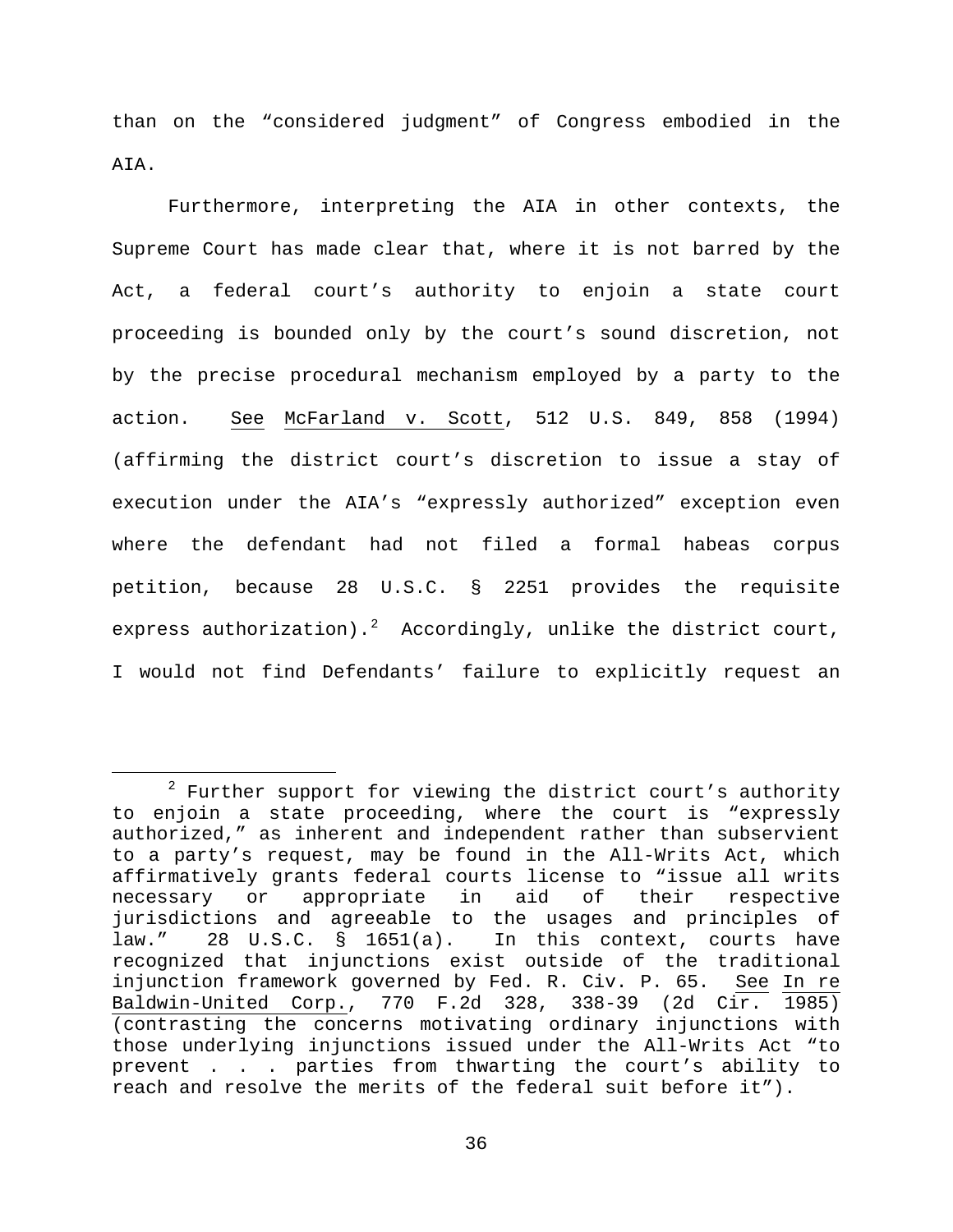than on the "considered judgment" of Congress embodied in the AIA.

Furthermore, interpreting the AIA in other contexts, the Supreme Court has made clear that, where it is not barred by the Act, a federal court's authority to enjoin a state court proceeding is bounded only by the court's sound discretion, not by the precise procedural mechanism employed by a party to the action. See McFarland v. Scott, 512 U.S. 849, 858 (1994) (affirming the district court's discretion to issue a stay of execution under the AIA's "expressly authorized" exception even where the defendant had not filed a formal habeas corpus petition, because 28 U.S.C. § 2251 provides the requisite express authorization).[2] Accordingly, unlike the district court, I would not find Defendants' failure to explicitly request an

[2] Further support for viewing the district court's authority to enjoin a state proceeding, where the court is "expressly authorized," as inherent and independent rather than subservient to a party's request, may be found in the All-Writs Act, which affirmatively grants federal courts license to "issue all writs necessary or appropriate in aid of their respective jurisdictions and agreeable to the usages and principles of law." 28 U.S.C. § 1651(a). In this context, courts have recognized that injunctions exist outside of the traditional injunction framework governed by Fed. R. Civ. P. 65. See In re Baldwin-United Corp., 770 F.2d 328, 338-39 (2d Cir. 1985) (contrasting the concerns motivating ordinary injunctions with those underlying injunctions issued under the All-Writs Act "to prevent . . . parties from thwarting the court's ability to reach and resolve the merits of the federal suit before it").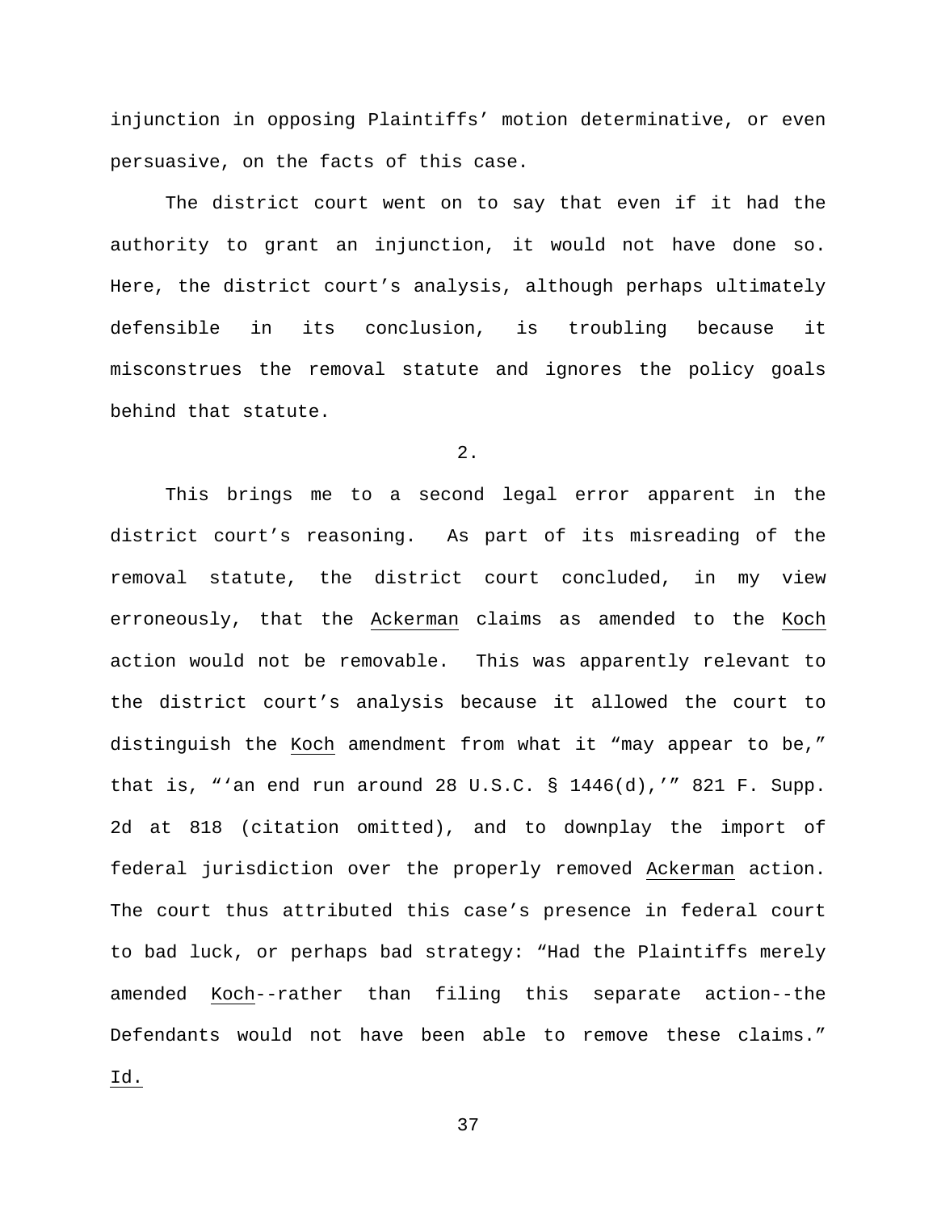injunction in opposing Plaintiffs' motion determinative, or even persuasive, on the facts of this case.

The district court went on to say that even if it had the authority to grant an injunction, it would not have done so. Here, the district court's analysis, although perhaps ultimately defensible in its conclusion, is troubling because it misconstrues the removal statute and ignores the policy goals behind that statute.

2.

This brings me to a second legal error apparent in the district court's reasoning. As part of its misreading of the removal statute, the district court concluded, in my view erroneously, that the Ackerman claims as amended to the Koch action would not be removable. This was apparently relevant to the district court's analysis because it allowed the court to distinguish the Koch amendment from what it "may appear to be," that is, "'an end run around 28 U.S.C. § 1446(d),'" 821 F. Supp. 2d at 818 (citation omitted), and to downplay the import of federal jurisdiction over the properly removed Ackerman action. The court thus attributed this case's presence in federal court to bad luck, or perhaps bad strategy: "Had the Plaintiffs merely amended Koch--rather than filing this separate action--the Defendants would not have been able to remove these claims." Id.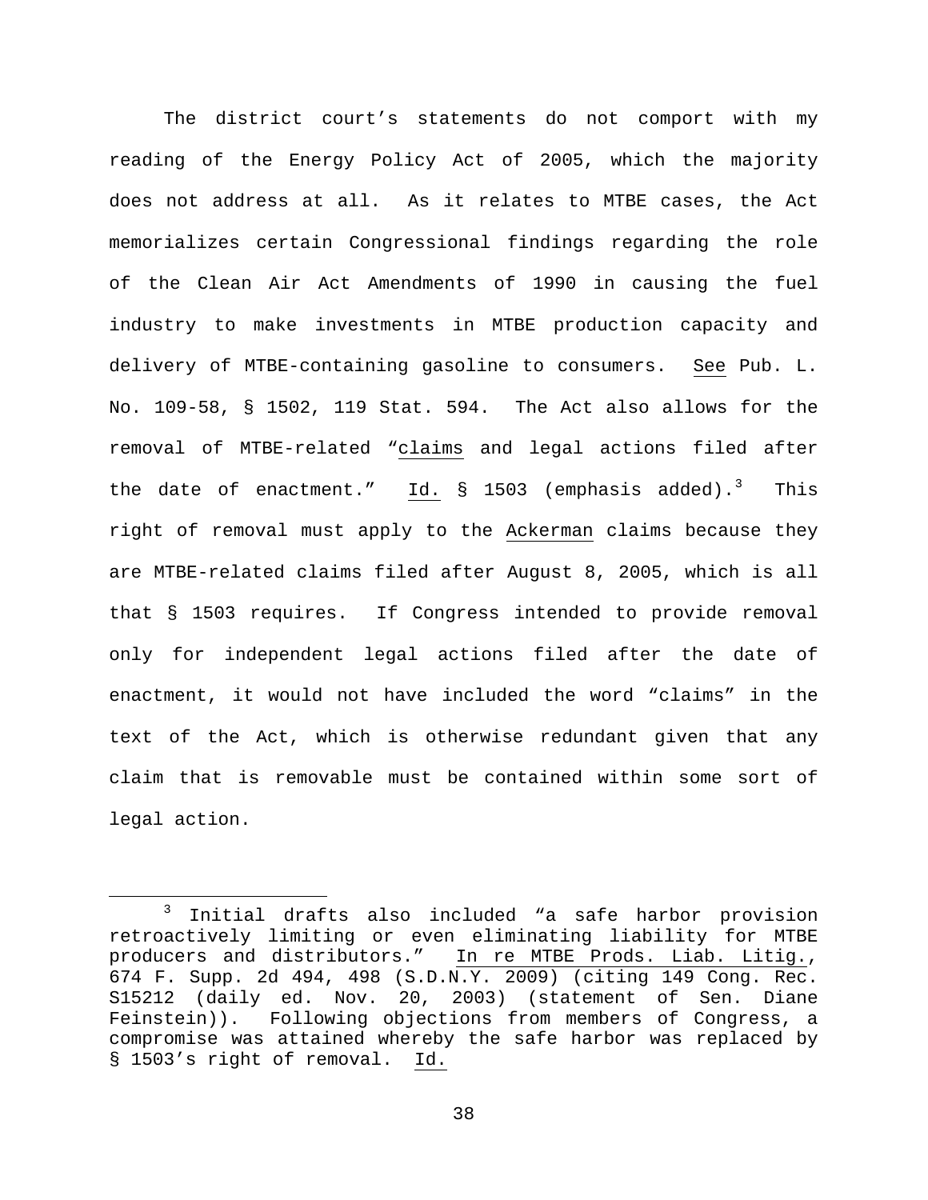The district court's statements do not comport with my reading of the Energy Policy Act of 2005, which the majority does not address at all. As it relates to MTBE cases, the Act memorializes certain Congressional findings regarding the role of the Clean Air Act Amendments of 1990 in causing the fuel industry to make investments in MTBE production capacity and delivery of MTBE-containing gasoline to consumers. See Pub. L. No. 109-58, § 1502, 119 Stat. 594. The Act also allows for the removal of MTBE-related "claims and legal actions filed after the date of enactment." Id. § 1503 (emphasis added).[3] This right of removal must apply to the Ackerman claims because they are MTBE-related claims filed after August 8, 2005, which is all that § 1503 requires. If Congress intended to provide removal only for independent legal actions filed after the date of enactment, it would not have included the word "claims" in the text of the Act, which is otherwise redundant given that any claim that is removable must be contained within some sort of legal action.

[3] Initial drafts also included "a safe harbor provision retroactively limiting or even eliminating liability for MTBE producers and distributors." In re MTBE Prods. Liab. Litig., 674 F. Supp. 2d 494, 498 (S.D.N.Y. 2009) (citing 149 Cong. Rec. S15212 (daily ed. Nov. 20, 2003) (statement of Sen. Diane Feinstein)). Following objections from members of Congress, a compromise was attained whereby the safe harbor was replaced by § 1503's right of removal. Id.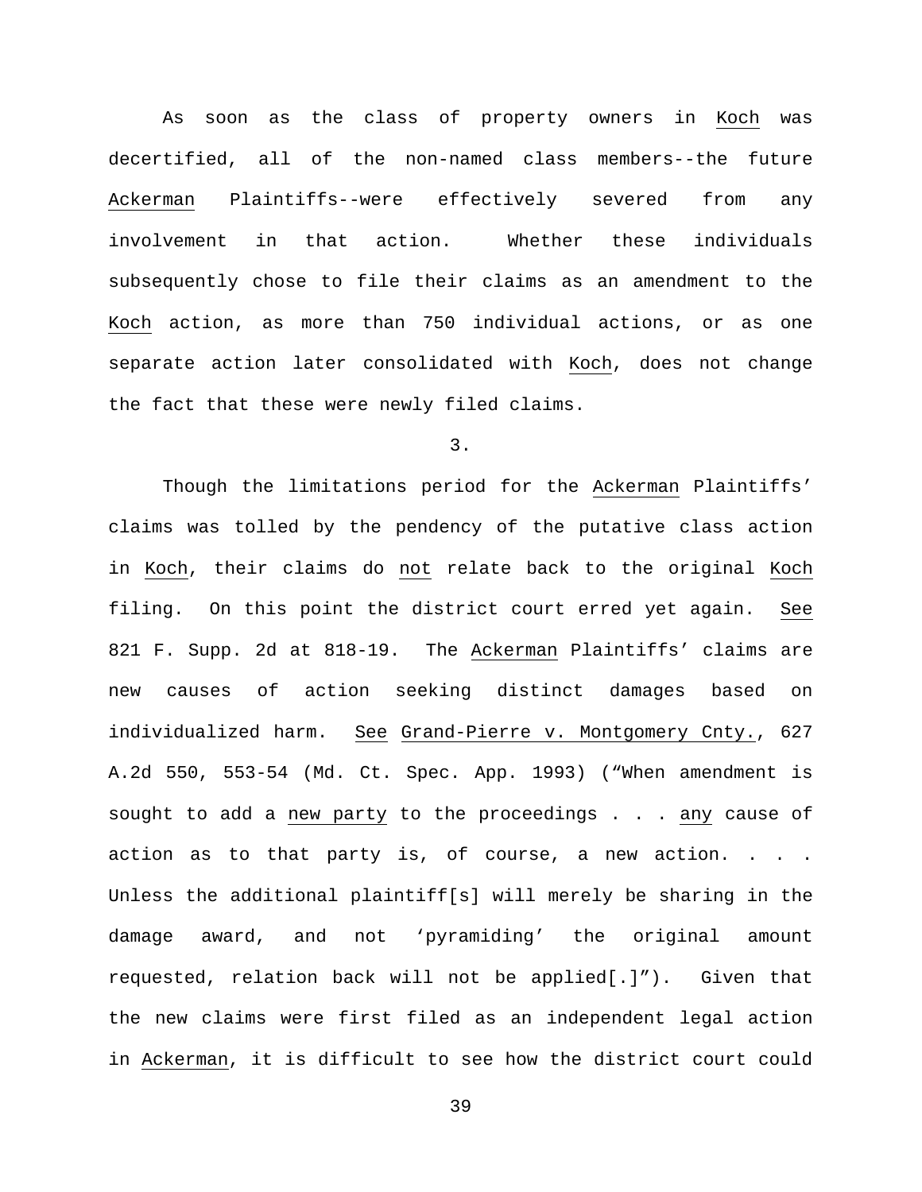As soon as the class of property owners in Koch was decertified, all of the non-named class members--the future Ackerman Plaintiffs--were effectively severed from any involvement in that action. Whether these individuals subsequently chose to file their claims as an amendment to the Koch action, as more than 750 individual actions, or as one separate action later consolidated with Koch, does not change the fact that these were newly filed claims.

3.

Though the limitations period for the Ackerman Plaintiffs' claims was tolled by the pendency of the putative class action in Koch, their claims do not relate back to the original Koch filing. On this point the district court erred yet again. See 821 F. Supp. 2d at 818-19. The Ackerman Plaintiffs' claims are new causes of action seeking distinct damages based on individualized harm. See Grand-Pierre v. Montgomery Cnty., 627 A.2d 550, 553-54 (Md. Ct. Spec. App. 1993) ("When amendment is sought to add a new party to the proceedings . . . any cause of action as to that party is, of course, a new action. . . . Unless the additional plaintiff[s] will merely be sharing in the damage award, and not 'pyramiding' the original amount requested, relation back will not be applied[.]"). Given that the new claims were first filed as an independent legal action in Ackerman, it is difficult to see how the district court could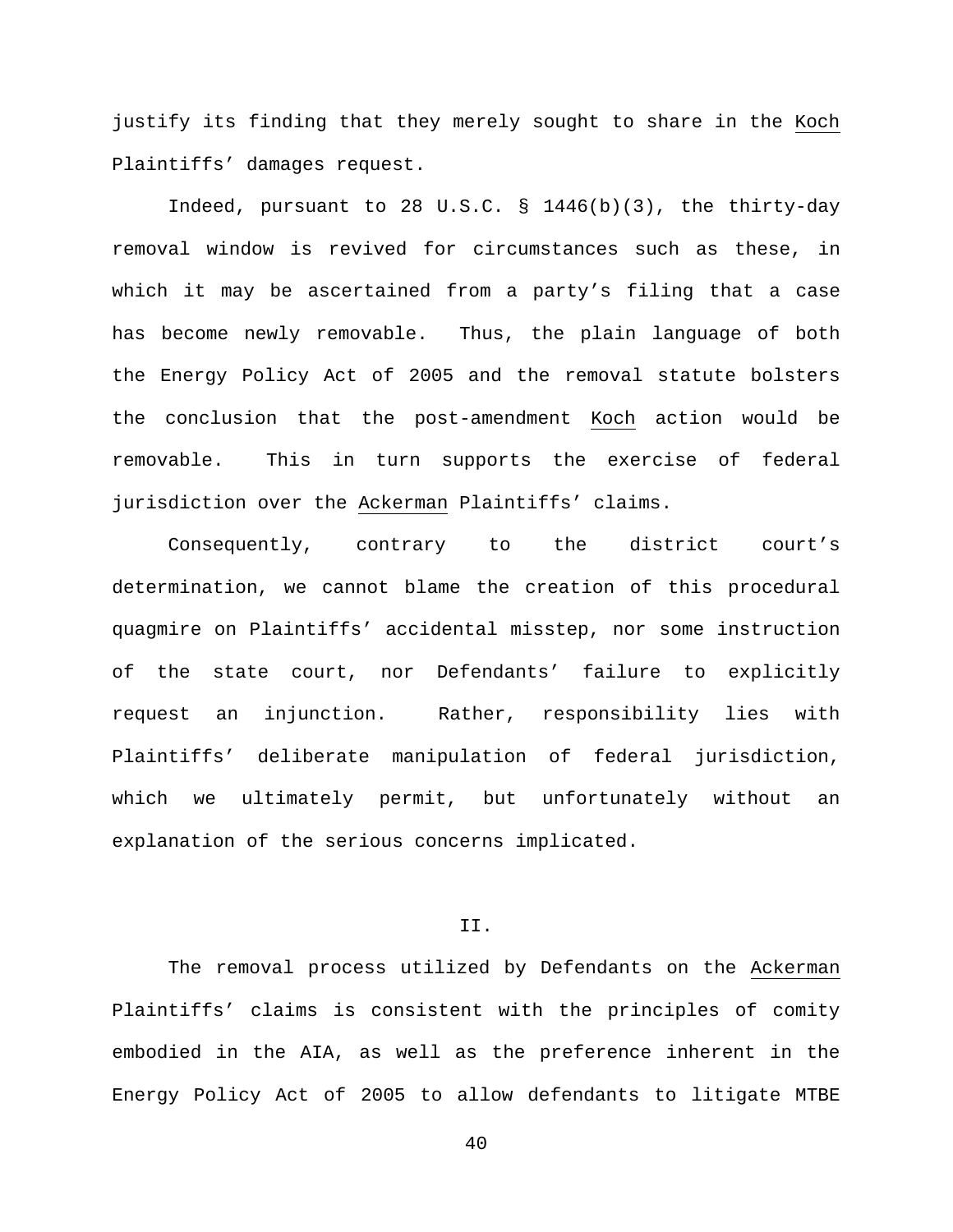justify its finding that they merely sought to share in the Koch Plaintiffs' damages request.

Indeed, pursuant to 28 U.S.C. § 1446(b)(3), the thirty-day removal window is revived for circumstances such as these, in which it may be ascertained from a party's filing that a case has become newly removable. Thus, the plain language of both the Energy Policy Act of 2005 and the removal statute bolsters the conclusion that the post-amendment Koch action would be removable. This in turn supports the exercise of federal jurisdiction over the Ackerman Plaintiffs' claims.

Consequently, contrary to the district court's determination, we cannot blame the creation of this procedural quagmire on Plaintiffs' accidental misstep, nor some instruction of the state court, nor Defendants' failure to explicitly request an injunction. Rather, responsibility lies with Plaintiffs' deliberate manipulation of federal jurisdiction, which we ultimately permit, but unfortunately without an explanation of the serious concerns implicated.

## II.

The removal process utilized by Defendants on the Ackerman Plaintiffs' claims is consistent with the principles of comity embodied in the AIA, as well as the preference inherent in the Energy Policy Act of 2005 to allow defendants to litigate MTBE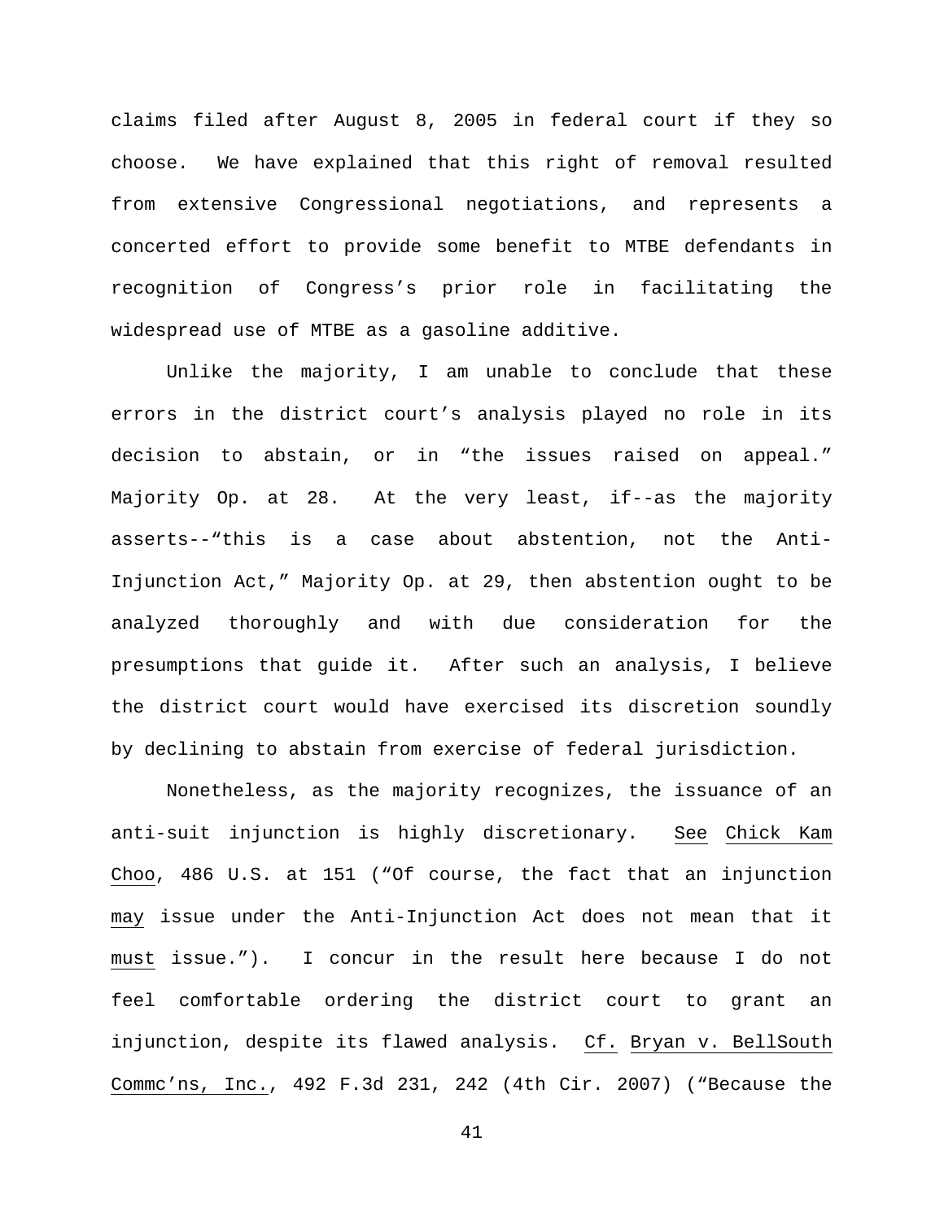claims filed after August 8, 2005 in federal court if they so choose. We have explained that this right of removal resulted from extensive Congressional negotiations, and represents a concerted effort to provide some benefit to MTBE defendants in recognition of Congress's prior role in facilitating the widespread use of MTBE as a gasoline additive.

Unlike the majority, I am unable to conclude that these errors in the district court's analysis played no role in its decision to abstain, or in "the issues raised on appeal." Majority Op. at 28. At the very least, if--as the majority asserts--"this is a case about abstention, not the Anti-Injunction Act," Majority Op. at 29, then abstention ought to be analyzed thoroughly and with due consideration for the presumptions that guide it. After such an analysis, I believe the district court would have exercised its discretion soundly by declining to abstain from exercise of federal jurisdiction.

Nonetheless, as the majority recognizes, the issuance of an anti-suit injunction is highly discretionary. See Chick Kam Choo, 486 U.S. at 151 ("Of course, the fact that an injunction may issue under the Anti-Injunction Act does not mean that it must issue."). I concur in the result here because I do not feel comfortable ordering the district court to grant an injunction, despite its flawed analysis. Cf. Bryan v. BellSouth Commc'ns, Inc., 492 F.3d 231, 242 (4th Cir. 2007) ("Because the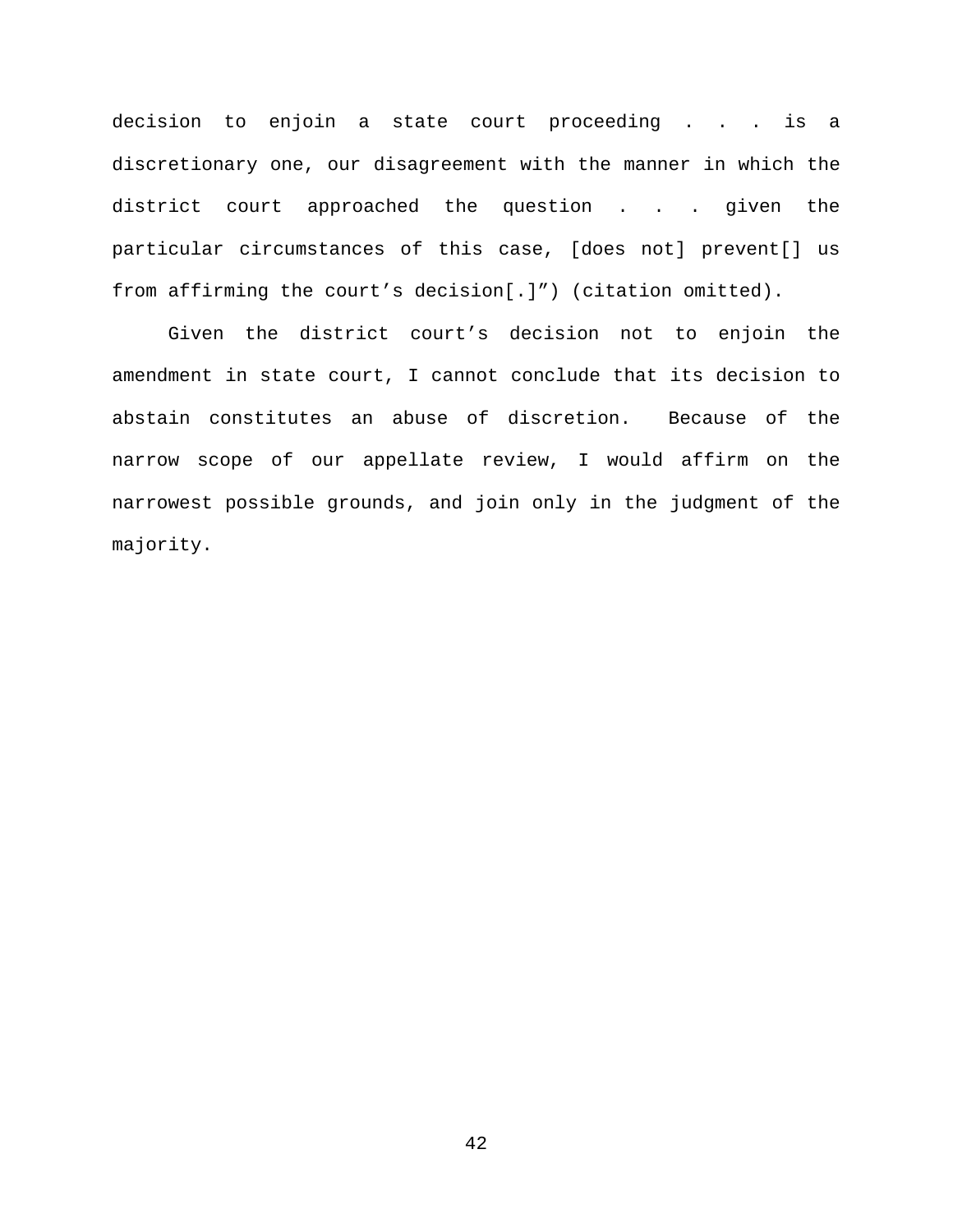decision to enjoin a state court proceeding . . . is a discretionary one, our disagreement with the manner in which the district court approached the question . . . given the particular circumstances of this case, [does not] prevent[] us from affirming the court's decision[.]") (citation omitted).

Given the district court's decision not to enjoin the amendment in state court, I cannot conclude that its decision to abstain constitutes an abuse of discretion. Because of the narrow scope of our appellate review, I would affirm on the narrowest possible grounds, and join only in the judgment of the majority.